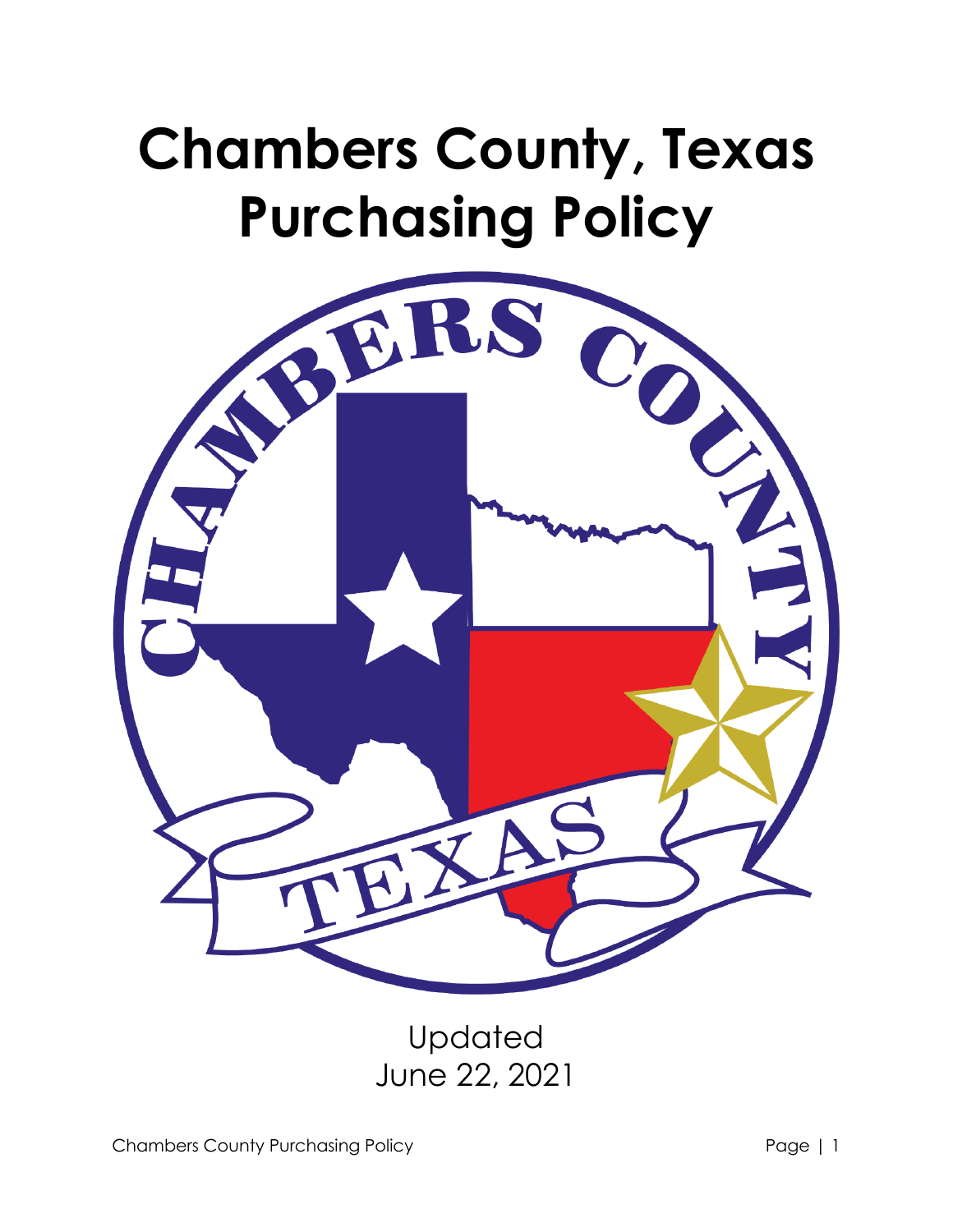# Chambers County, Texas Purchasing Policy

Updated
June 22, 2021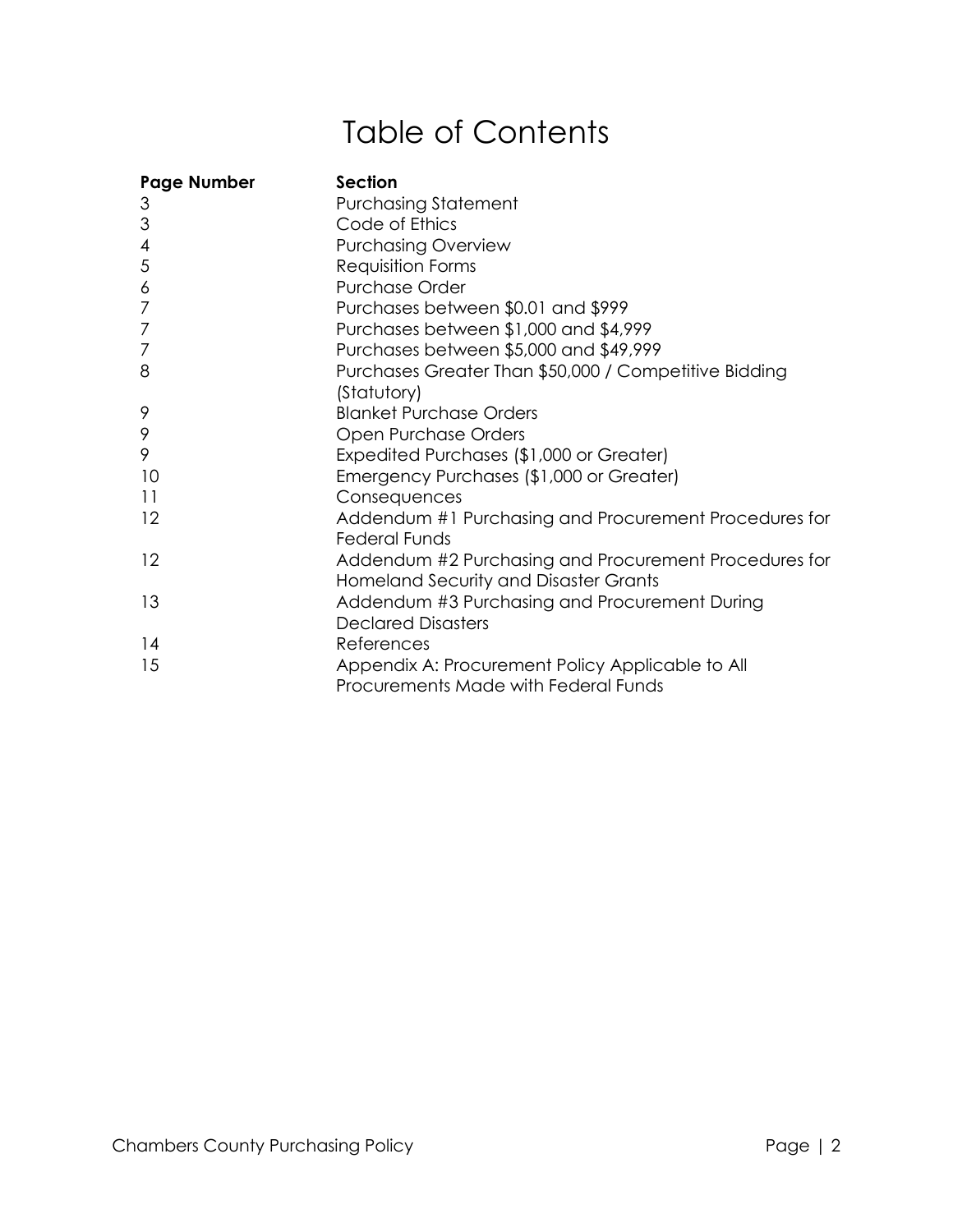# Table of Contents

| Page Number | Section |
| --- | --- |
| 3 | Purchasing Statement |
| 3 | Code of Ethics |
| 4 | Purchasing Overview |
| 5 | Requisition Forms |
| 6 | Purchase Order |
| 7 | Purchases between $0.01 and $999 |
| 7 | Purchases between $1,000 and $4,999 |
| 7 | Purchases between $5,000 and $49,999 |
| 8 | Purchases Greater Than $50,000 / Competitive Bidding (Statutory) |
| 9 | Blanket Purchase Orders |
| 9 | Open Purchase Orders |
| 9 | Expedited Purchases ($1,000 or Greater) |
| 10 | Emergency Purchases ($1,000 or Greater) |
| 11 | Consequences |
| 12 | Addendum #1 Purchasing and Procurement Procedures for Federal Funds |
| 12 | Addendum #2 Purchasing and Procurement Procedures for Homeland Security and Disaster Grants |
| 13 | Addendum #3 Purchasing and Procurement During Declared Disasters |
| 14 | References |
| 15 | Appendix A: Procurement Policy Applicable to All Procurements Made with Federal Funds |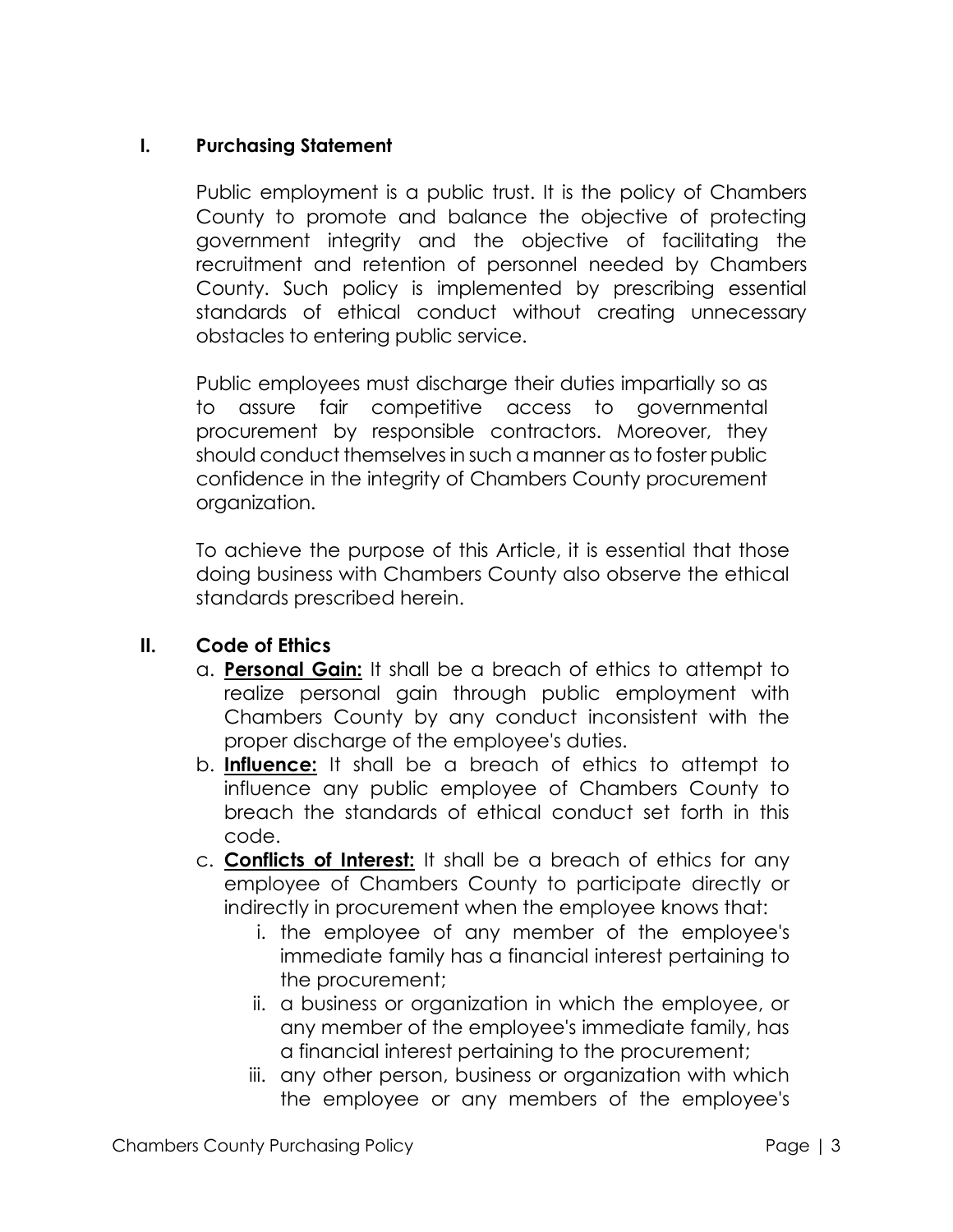## I. Purchasing Statement

Public employment is a public trust. It is the policy of Chambers County to promote and balance the objective of protecting government integrity and the objective of facilitating the recruitment and retention of personnel needed by Chambers County. Such policy is implemented by prescribing essential standards of ethical conduct without creating unnecessary obstacles to entering public service.

Public employees must discharge their duties impartially so as to assure fair competitive access to governmental procurement by responsible contractors. Moreover, they should conduct themselves in such a manner as to foster public confidence in the integrity of Chambers County procurement organization.

To achieve the purpose of this Article, it is essential that those doing business with Chambers County also observe the ethical standards prescribed herein.

## II. Code of Ethics

a. **Personal Gain:** It shall be a breach of ethics to attempt to realize personal gain through public employment with Chambers County by any conduct inconsistent with the proper discharge of the employee's duties.
b. **Influence:** It shall be a breach of ethics to attempt to influence any public employee of Chambers County to breach the standards of ethical conduct set forth in this code.
c. **Conflicts of Interest:** It shall be a breach of ethics for any employee of Chambers County to participate directly or indirectly in procurement when the employee knows that:
    i. the employee of any member of the employee's immediate family has a financial interest pertaining to the procurement;
    ii. a business or organization in which the employee, or any member of the employee's immediate family, has a financial interest pertaining to the procurement;
    iii. any other person, business or organization with which the employee or any members of the employee's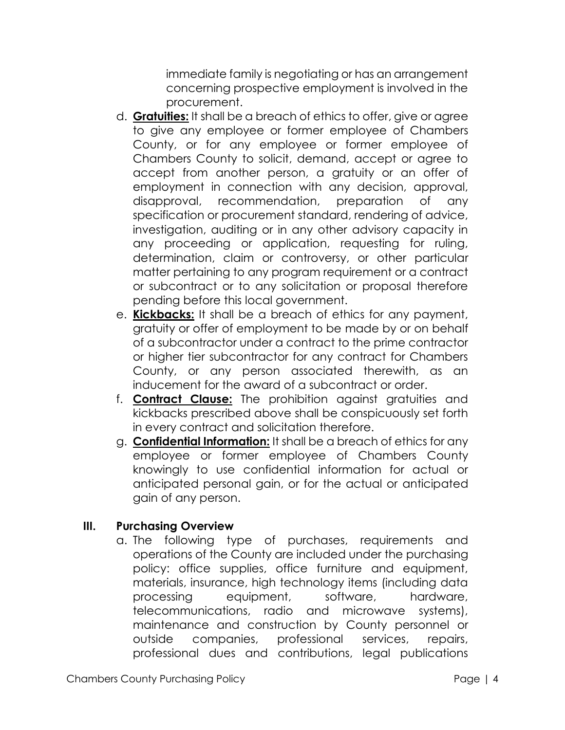immediate family is negotiating or has an arrangement concerning prospective employment is involved in the procurement.

d. **Gratuities:** It shall be a breach of ethics to offer, give or agree to give any employee or former employee of Chambers County, or for any employee or former employee of Chambers County to solicit, demand, accept or agree to accept from another person, a gratuity or an offer of employment in connection with any decision, approval, disapproval, recommendation, preparation of any specification or procurement standard, rendering of advice, investigation, auditing or in any other advisory capacity in any proceeding or application, requesting for ruling, determination, claim or controversy, or other particular matter pertaining to any program requirement or a contract or subcontract or to any solicitation or proposal therefore pending before this local government.

e. **Kickbacks:** It shall be a breach of ethics for any payment, gratuity or offer of employment to be made by or on behalf of a subcontractor under a contract to the prime contractor or higher tier subcontractor for any contract for Chambers County, or any person associated therewith, as an inducement for the award of a subcontract or order.

f. **Contract Clause:** The prohibition against gratuities and kickbacks prescribed above shall be conspicuously set forth in every contract and solicitation therefore.

g. **Confidential Information:** It shall be a breach of ethics for any employee or former employee of Chambers County knowingly to use confidential information for actual or anticipated personal gain, or for the actual or anticipated gain of any person.

## III. Purchasing Overview

a. The following type of purchases, requirements and operations of the County are included under the purchasing policy: office supplies, office furniture and equipment, materials, insurance, high technology items (including data processing equipment, software, hardware, telecommunications, radio and microwave systems), maintenance and construction by County personnel or outside companies, professional services, repairs, professional dues and contributions, legal publications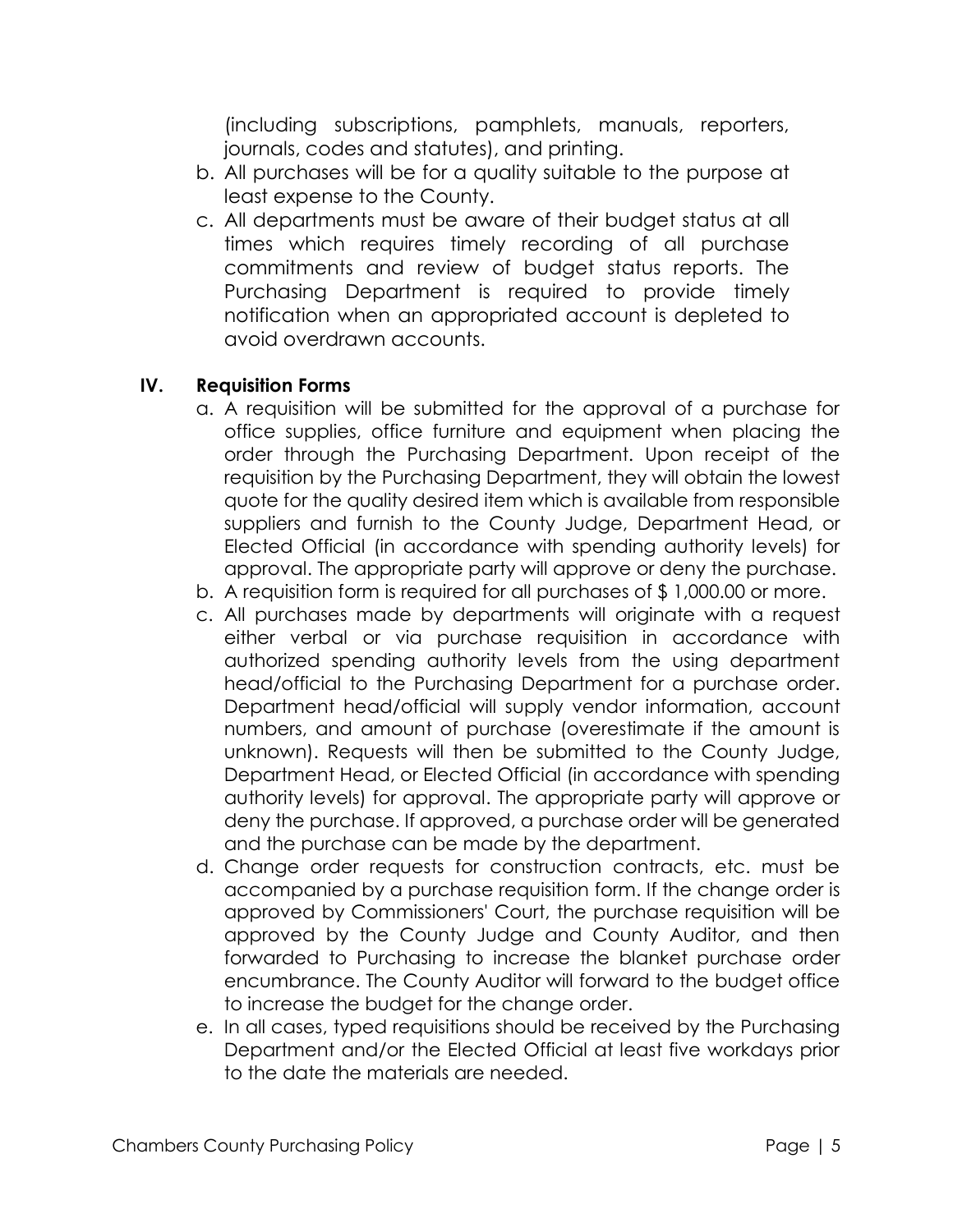(including subscriptions, pamphlets, manuals, reporters, journals, codes and statutes), and printing.

b. All purchases will be for a quality suitable to the purpose at least expense to the County.
c. All departments must be aware of their budget status at all times which requires timely recording of all purchase commitments and review of budget status reports. The Purchasing Department is required to provide timely notification when an appropriated account is depleted to avoid overdrawn accounts.

## IV. Requisition Forms

a. A requisition will be submitted for the approval of a purchase for office supplies, office furniture and equipment when placing the order through the Purchasing Department. Upon receipt of the requisition by the Purchasing Department, they will obtain the lowest quote for the quality desired item which is available from responsible suppliers and furnish to the County Judge, Department Head, or Elected Official (in accordance with spending authority levels) for approval. The appropriate party will approve or deny the purchase.
b. A requisition form is required for all purchases of $ 1,000.00 or more.
c. All purchases made by departments will originate with a request either verbal or via purchase requisition in accordance with authorized spending authority levels from the using department head/official to the Purchasing Department for a purchase order. Department head/official will supply vendor information, account numbers, and amount of purchase (overestimate if the amount is unknown). Requests will then be submitted to the County Judge, Department Head, or Elected Official (in accordance with spending authority levels) for approval. The appropriate party will approve or deny the purchase. If approved, a purchase order will be generated and the purchase can be made by the department.
d. Change order requests for construction contracts, etc. must be accompanied by a purchase requisition form. If the change order is approved by Commissioners' Court, the purchase requisition will be approved by the County Judge and County Auditor, and then forwarded to Purchasing to increase the blanket purchase order encumbrance. The County Auditor will forward to the budget office to increase the budget for the change order.
e. In all cases, typed requisitions should be received by the Purchasing Department and/or the Elected Official at least five workdays prior to the date the materials are needed.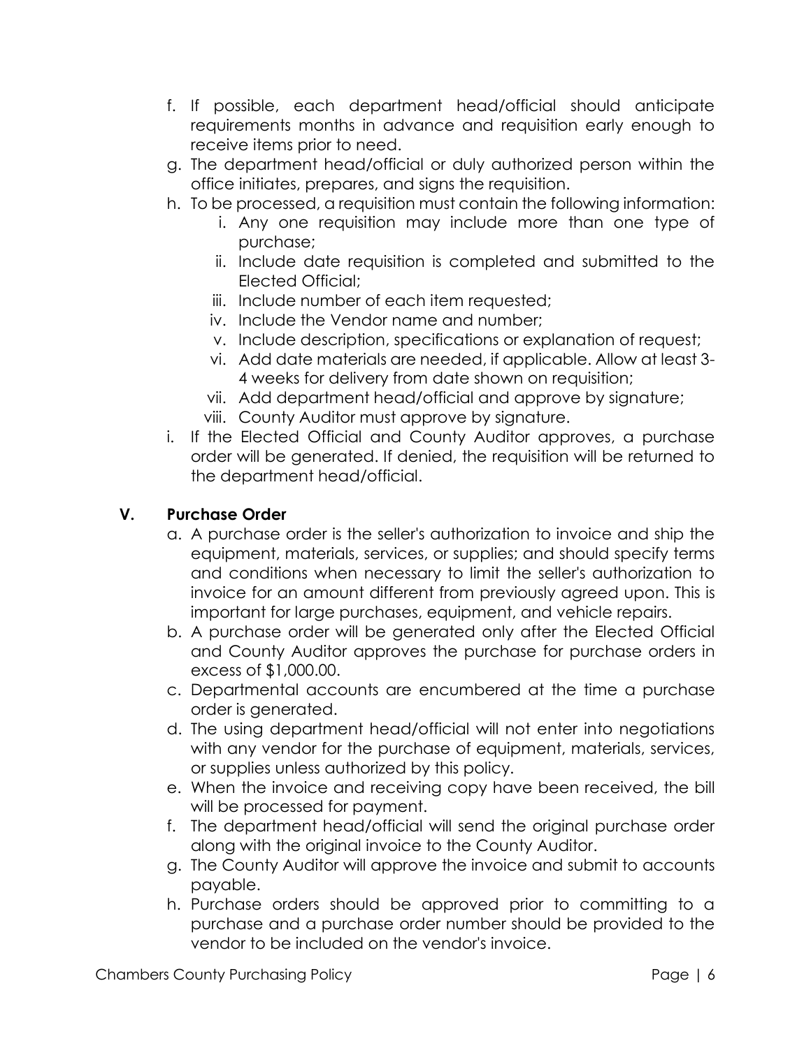f. If possible, each department head/official should anticipate requirements months in advance and requisition early enough to receive items prior to need.
g. The department head/official or duly authorized person within the office initiates, prepares, and signs the requisition.
h. To be processed, a requisition must contain the following information:
    i. Any one requisition may include more than one type of purchase;
    ii. Include date requisition is completed and submitted to the Elected Official;
    iii. Include number of each item requested;
    iv. Include the Vendor name and number;
    v. Include description, specifications or explanation of request;
    vi. Add date materials are needed, if applicable. Allow at least 3-4 weeks for delivery from date shown on requisition;
    vii. Add department head/official and approve by signature;
    viii. County Auditor must approve by signature.
i. If the Elected Official and County Auditor approves, a purchase order will be generated. If denied, the requisition will be returned to the department head/official.

## V. Purchase Order

a. A purchase order is the seller's authorization to invoice and ship the equipment, materials, services, or supplies; and should specify terms and conditions when necessary to limit the seller's authorization to invoice for an amount different from previously agreed upon. This is important for large purchases, equipment, and vehicle repairs.
b. A purchase order will be generated only after the Elected Official and County Auditor approves the purchase for purchase orders in excess of $1,000.00.
c. Departmental accounts are encumbered at the time a purchase order is generated.
d. The using department head/official will not enter into negotiations with any vendor for the purchase of equipment, materials, services, or supplies unless authorized by this policy.
e. When the invoice and receiving copy have been received, the bill will be processed for payment.
f. The department head/official will send the original purchase order along with the original invoice to the County Auditor.
g. The County Auditor will approve the invoice and submit to accounts payable.
h. Purchase orders should be approved prior to committing to a purchase and a purchase order number should be provided to the vendor to be included on the vendor's invoice.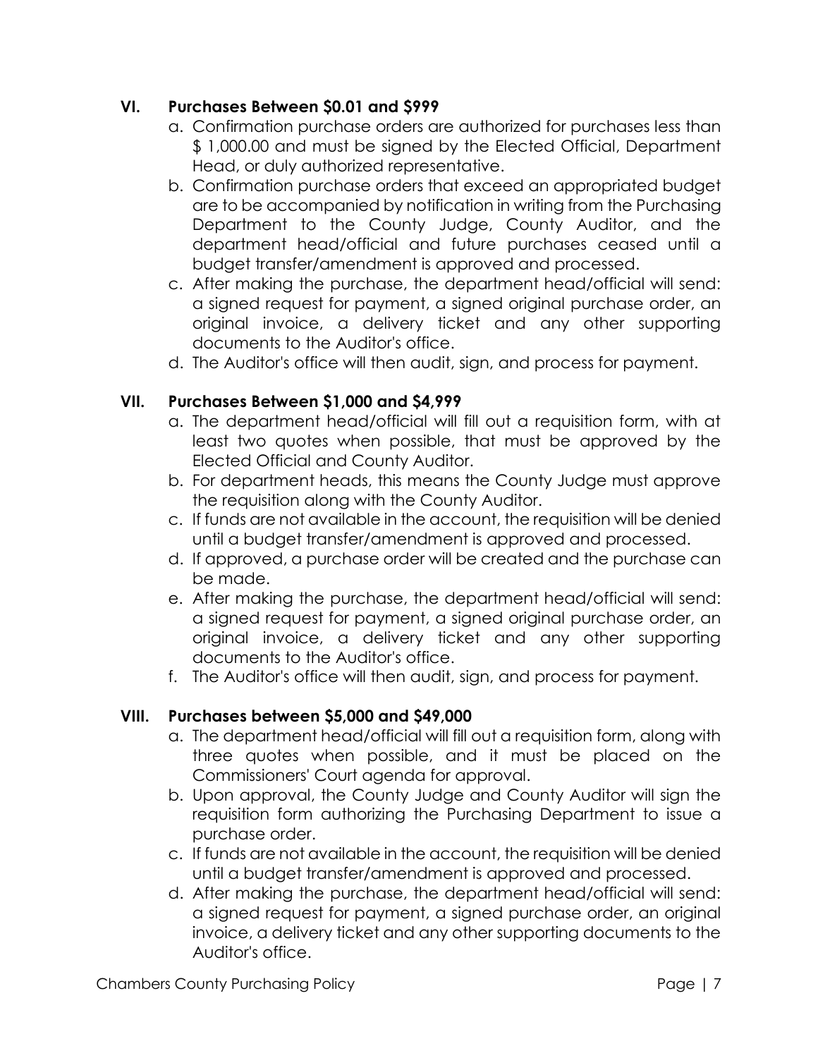## VI. Purchases Between $0.01 and $999

a. Confirmation purchase orders are authorized for purchases less than $ 1,000.00 and must be signed by the Elected Official, Department Head, or duly authorized representative.

b. Confirmation purchase orders that exceed an appropriated budget are to be accompanied by notification in writing from the Purchasing Department to the County Judge, County Auditor, and the department head/official and future purchases ceased until a budget transfer/amendment is approved and processed.

c. After making the purchase, the department head/official will send: a signed request for payment, a signed original purchase order, an original invoice, a delivery ticket and any other supporting documents to the Auditor's office.

d. The Auditor's office will then audit, sign, and process for payment.

## VII. Purchases Between $1,000 and $4,999

a. The department head/official will fill out a requisition form, with at least two quotes when possible, that must be approved by the Elected Official and County Auditor.

b. For department heads, this means the County Judge must approve the requisition along with the County Auditor.

c. If funds are not available in the account, the requisition will be denied until a budget transfer/amendment is approved and processed.

d. If approved, a purchase order will be created and the purchase can be made.

e. After making the purchase, the department head/official will send: a signed request for payment, a signed original purchase order, an original invoice, a delivery ticket and any other supporting documents to the Auditor's office.

f. The Auditor's office will then audit, sign, and process for payment.

## VIII. Purchases between $5,000 and $49,000

a. The department head/official will fill out a requisition form, along with three quotes when possible, and it must be placed on the Commissioners' Court agenda for approval.

b. Upon approval, the County Judge and County Auditor will sign the requisition form authorizing the Purchasing Department to issue a purchase order.

c. If funds are not available in the account, the requisition will be denied until a budget transfer/amendment is approved and processed.

d. After making the purchase, the department head/official will send: a signed request for payment, a signed purchase order, an original invoice, a delivery ticket and any other supporting documents to the Auditor's office.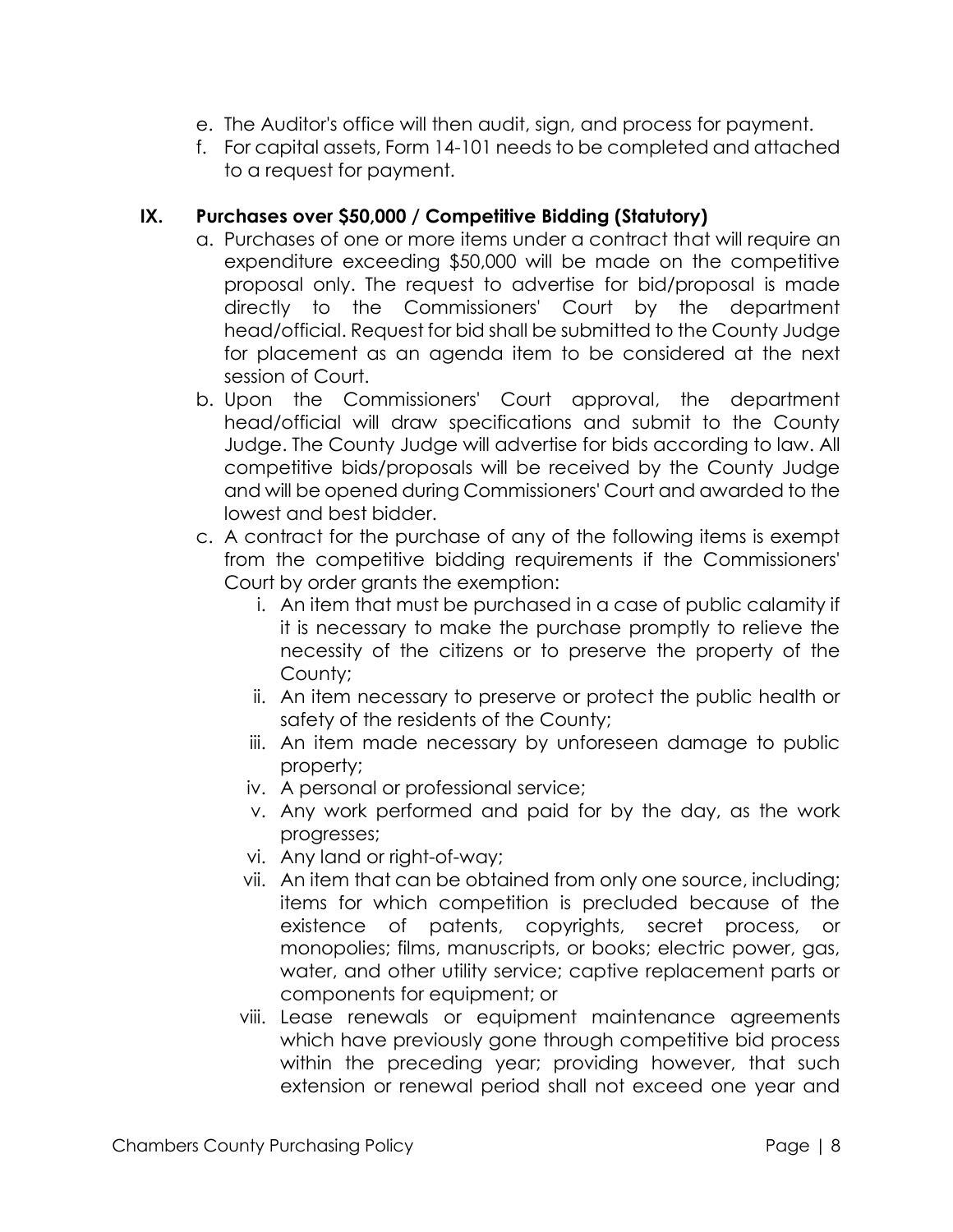e. The Auditor's office will then audit, sign, and process for payment.
f. For capital assets, Form 14-101 needs to be completed and attached to a request for payment.

## IX. Purchases over $50,000 / Competitive Bidding (Statutory)

a. Purchases of one or more items under a contract that will require an expenditure exceeding $50,000 will be made on the competitive proposal only. The request to advertise for bid/proposal is made directly to the Commissioners' Court by the department head/official. Request for bid shall be submitted to the County Judge for placement as an agenda item to be considered at the next session of Court.
b. Upon the Commissioners' Court approval, the department head/official will draw specifications and submit to the County Judge. The County Judge will advertise for bids according to law. All competitive bids/proposals will be received by the County Judge and will be opened during Commissioners' Court and awarded to the lowest and best bidder.
c. A contract for the purchase of any of the following items is exempt from the competitive bidding requirements if the Commissioners' Court by order grants the exemption:
    i. An item that must be purchased in a case of public calamity if it is necessary to make the purchase promptly to relieve the necessity of the citizens or to preserve the property of the County;
    ii. An item necessary to preserve or protect the public health or safety of the residents of the County;
    iii. An item made necessary by unforeseen damage to public property;
    iv. A personal or professional service;
    v. Any work performed and paid for by the day, as the work progresses;
    vi. Any land or right-of-way;
    vii. An item that can be obtained from only one source, including; items for which competition is precluded because of the existence of patents, copyrights, secret process, or monopolies; films, manuscripts, or books; electric power, gas, water, and other utility service; captive replacement parts or components for equipment; or
    viii. Lease renewals or equipment maintenance agreements which have previously gone through competitive bid process within the preceding year; providing however, that such extension or renewal period shall not exceed one year and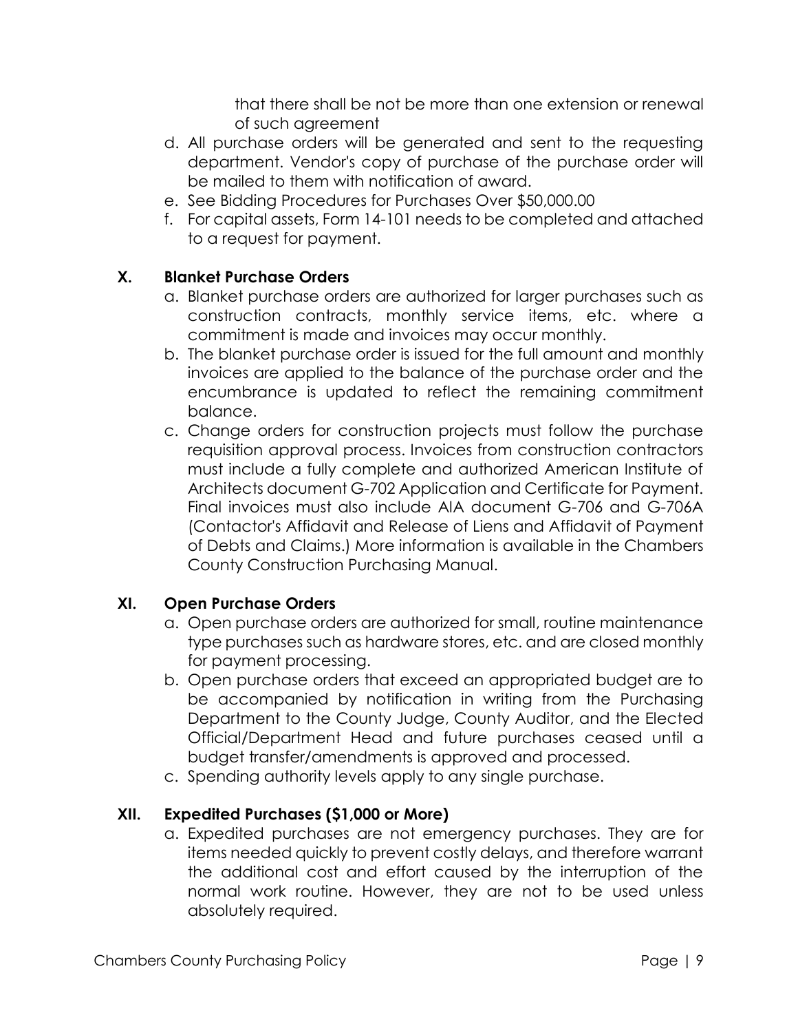that there shall be not be more than one extension or renewal of such agreement

d. All purchase orders will be generated and sent to the requesting department. Vendor's copy of purchase of the purchase order will be mailed to them with notification of award.
e. See Bidding Procedures for Purchases Over $50,000.00
f. For capital assets, Form 14-101 needs to be completed and attached to a request for payment.

## X. Blanket Purchase Orders

a. Blanket purchase orders are authorized for larger purchases such as construction contracts, monthly service items, etc. where a commitment is made and invoices may occur monthly.
b. The blanket purchase order is issued for the full amount and monthly invoices are applied to the balance of the purchase order and the encumbrance is updated to reflect the remaining commitment balance.
c. Change orders for construction projects must follow the purchase requisition approval process. Invoices from construction contractors must include a fully complete and authorized American Institute of Architects document G-702 Application and Certificate for Payment. Final invoices must also include AIA document G-706 and G-706A (Contactor's Affidavit and Release of Liens and Affidavit of Payment of Debts and Claims.) More information is available in the Chambers County Construction Purchasing Manual.

## XI. Open Purchase Orders

a. Open purchase orders are authorized for small, routine maintenance type purchases such as hardware stores, etc. and are closed monthly for payment processing.
b. Open purchase orders that exceed an appropriated budget are to be accompanied by notification in writing from the Purchasing Department to the County Judge, County Auditor, and the Elected Official/Department Head and future purchases ceased until a budget transfer/amendments is approved and processed.
c. Spending authority levels apply to any single purchase.

## XII. Expedited Purchases ($1,000 or More)

a. Expedited purchases are not emergency purchases. They are for items needed quickly to prevent costly delays, and therefore warrant the additional cost and effort caused by the interruption of the normal work routine. However, they are not to be used unless absolutely required.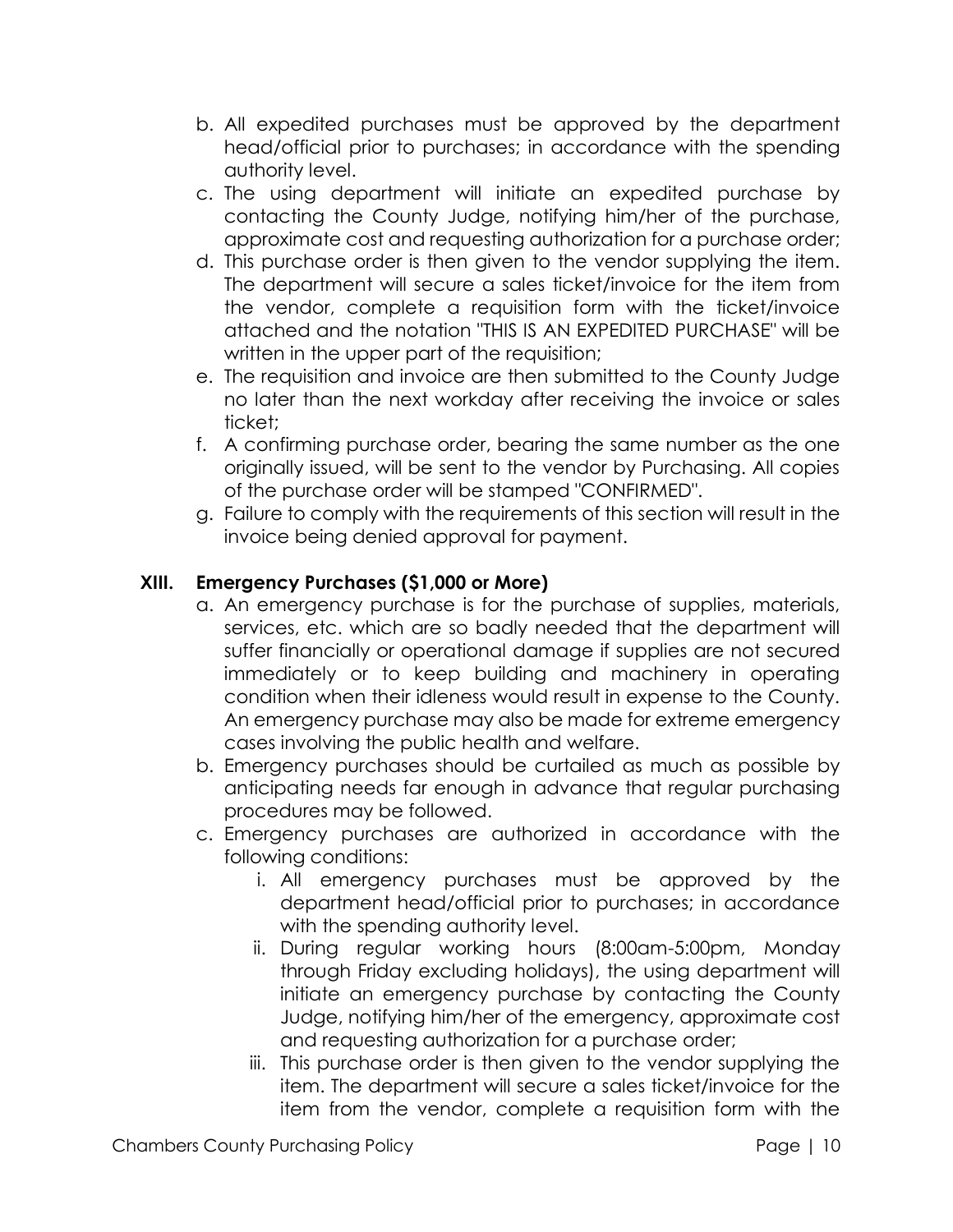b. All expedited purchases must be approved by the department head/official prior to purchases; in accordance with the spending authority level.
c. The using department will initiate an expedited purchase by contacting the County Judge, notifying him/her of the purchase, approximate cost and requesting authorization for a purchase order;
d. This purchase order is then given to the vendor supplying the item. The department will secure a sales ticket/invoice for the item from the vendor, complete a requisition form with the ticket/invoice attached and the notation "THIS IS AN EXPEDITED PURCHASE" will be written in the upper part of the requisition;
e. The requisition and invoice are then submitted to the County Judge no later than the next workday after receiving the invoice or sales ticket;
f. A confirming purchase order, bearing the same number as the one originally issued, will be sent to the vendor by Purchasing. All copies of the purchase order will be stamped "CONFIRMED".
g. Failure to comply with the requirements of this section will result in the invoice being denied approval for payment.

## XIII. Emergency Purchases ($1,000 or More)

a. An emergency purchase is for the purchase of supplies, materials, services, etc. which are so badly needed that the department will suffer financially or operational damage if supplies are not secured immediately or to keep building and machinery in operating condition when their idleness would result in expense to the County. An emergency purchase may also be made for extreme emergency cases involving the public health and welfare.
b. Emergency purchases should be curtailed as much as possible by anticipating needs far enough in advance that regular purchasing procedures may be followed.
c. Emergency purchases are authorized in accordance with the following conditions:
    i. All emergency purchases must be approved by the department head/official prior to purchases; in accordance with the spending authority level.
    ii. During regular working hours (8:00am-5:00pm, Monday through Friday excluding holidays), the using department will initiate an emergency purchase by contacting the County Judge, notifying him/her of the emergency, approximate cost and requesting authorization for a purchase order;
    iii. This purchase order is then given to the vendor supplying the item. The department will secure a sales ticket/invoice for the item from the vendor, complete a requisition form with the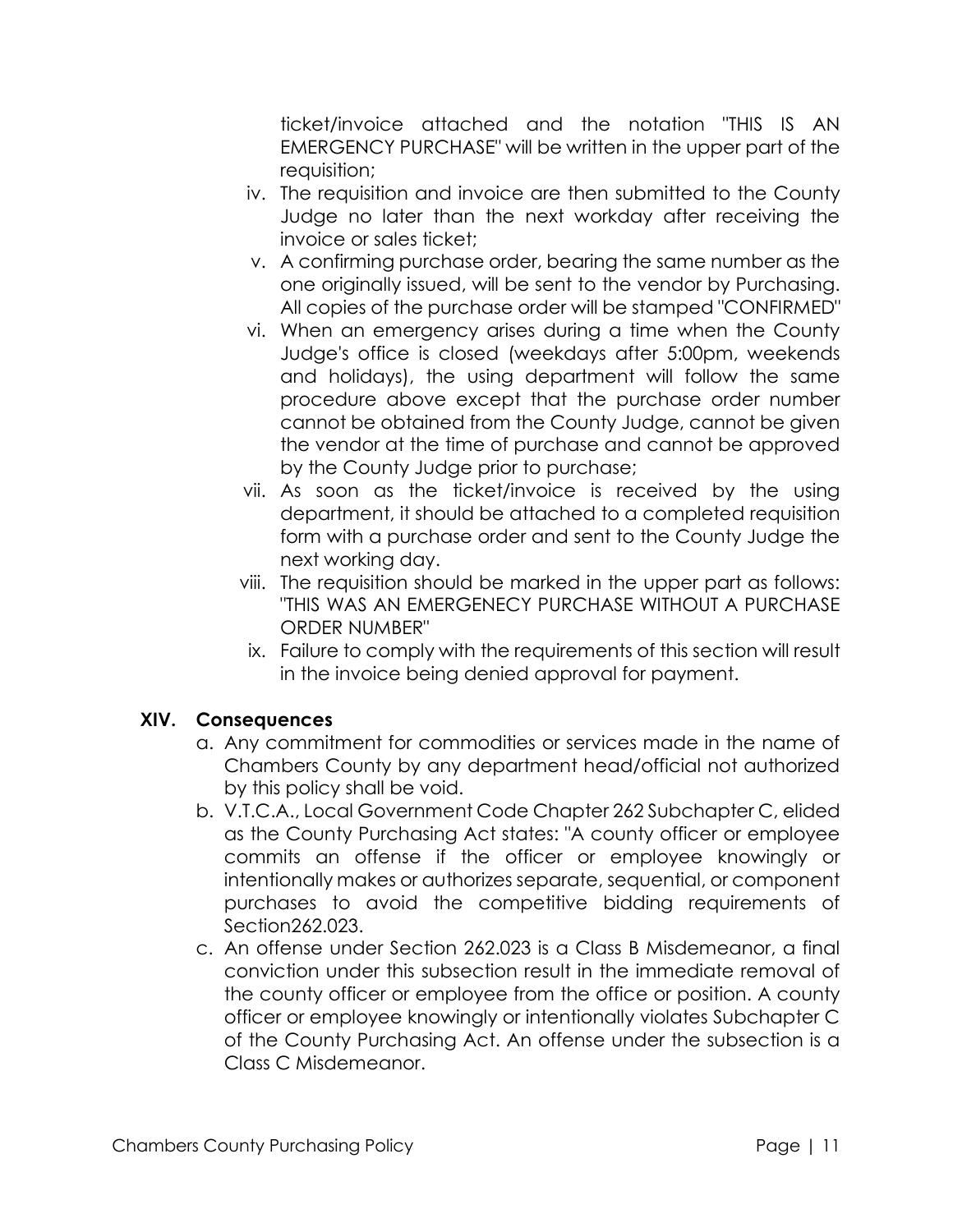ticket/invoice attached and the notation "THIS IS AN EMERGENCY PURCHASE" will be written in the upper part of the requisition;

iv. The requisition and invoice are then submitted to the County Judge no later than the next workday after receiving the invoice or sales ticket;
v. A confirming purchase order, bearing the same number as the one originally issued, will be sent to the vendor by Purchasing. All copies of the purchase order will be stamped "CONFIRMED"
vi. When an emergency arises during a time when the County Judge's office is closed (weekdays after 5:00pm, weekends and holidays), the using department will follow the same procedure above except that the purchase order number cannot be obtained from the County Judge, cannot be given the vendor at the time of purchase and cannot be approved by the County Judge prior to purchase;
vii. As soon as the ticket/invoice is received by the using department, it should be attached to a completed requisition form with a purchase order and sent to the County Judge the next working day.
viii. The requisition should be marked in the upper part as follows: "THIS WAS AN EMERGENECY PURCHASE WITHOUT A PURCHASE ORDER NUMBER"
ix. Failure to comply with the requirements of this section will result in the invoice being denied approval for payment.

## XIV. Consequences

a. Any commitment for commodities or services made in the name of Chambers County by any department head/official not authorized by this policy shall be void.
b. V.T.C.A., Local Government Code Chapter 262 Subchapter C, elided as the County Purchasing Act states: "A county officer or employee commits an offense if the officer or employee knowingly or intentionally makes or authorizes separate, sequential, or component purchases to avoid the competitive bidding requirements of Section262.023.
c. An offense under Section 262.023 is a Class B Misdemeanor, a final conviction under this subsection result in the immediate removal of the county officer or employee from the office or position. A county officer or employee knowingly or intentionally violates Subchapter C of the County Purchasing Act. An offense under the subsection is a Class C Misdemeanor.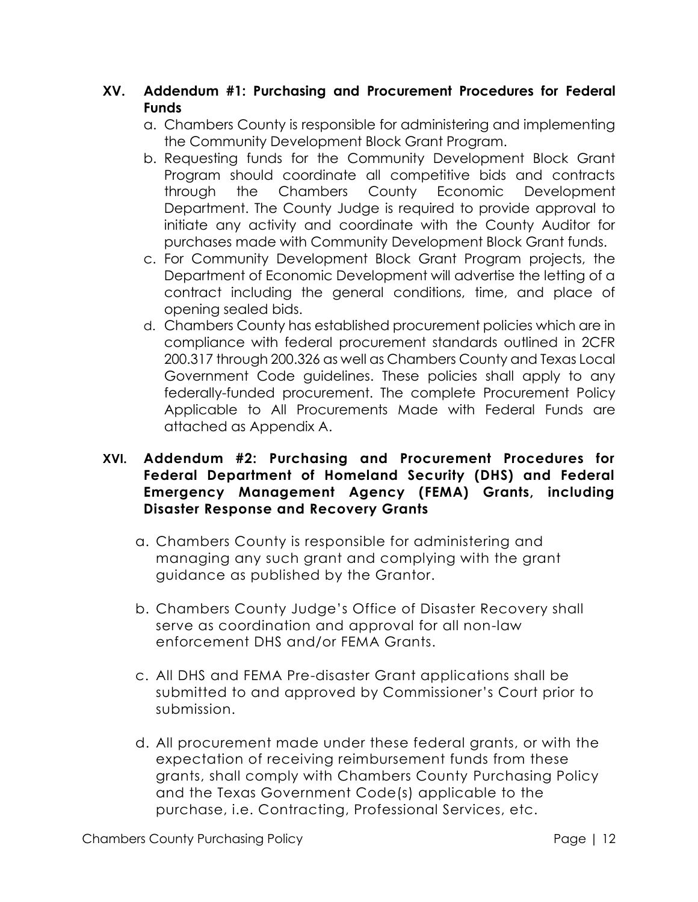## XV. Addendum #1: Purchasing and Procurement Procedures for Federal Funds

a. Chambers County is responsible for administering and implementing the Community Development Block Grant Program.

b. Requesting funds for the Community Development Block Grant Program should coordinate all competitive bids and contracts through the Chambers County Economic Development Department. The County Judge is required to provide approval to initiate any activity and coordinate with the County Auditor for purchases made with Community Development Block Grant funds.

c. For Community Development Block Grant Program projects, the Department of Economic Development will advertise the letting of a contract including the general conditions, time, and place of opening sealed bids.

d. Chambers County has established procurement policies which are in compliance with federal procurement standards outlined in 2CFR 200.317 through 200.326 as well as Chambers County and Texas Local Government Code guidelines. These policies shall apply to any federally-funded procurement. The complete Procurement Policy Applicable to All Procurements Made with Federal Funds are attached as Appendix A.

## XVI. Addendum #2: Purchasing and Procurement Procedures for Federal Department of Homeland Security (DHS) and Federal Emergency Management Agency (FEMA) Grants, including Disaster Response and Recovery Grants

a. Chambers County is responsible for administering and managing any such grant and complying with the grant guidance as published by the Grantor.

b. Chambers County Judge's Office of Disaster Recovery shall serve as coordination and approval for all non-law enforcement DHS and/or FEMA Grants.

c. All DHS and FEMA Pre-disaster Grant applications shall be submitted to and approved by Commissioner's Court prior to submission.

d. All procurement made under these federal grants, or with the expectation of receiving reimbursement funds from these grants, shall comply with Chambers County Purchasing Policy and the Texas Government Code(s) applicable to the purchase, i.e. Contracting, Professional Services, etc.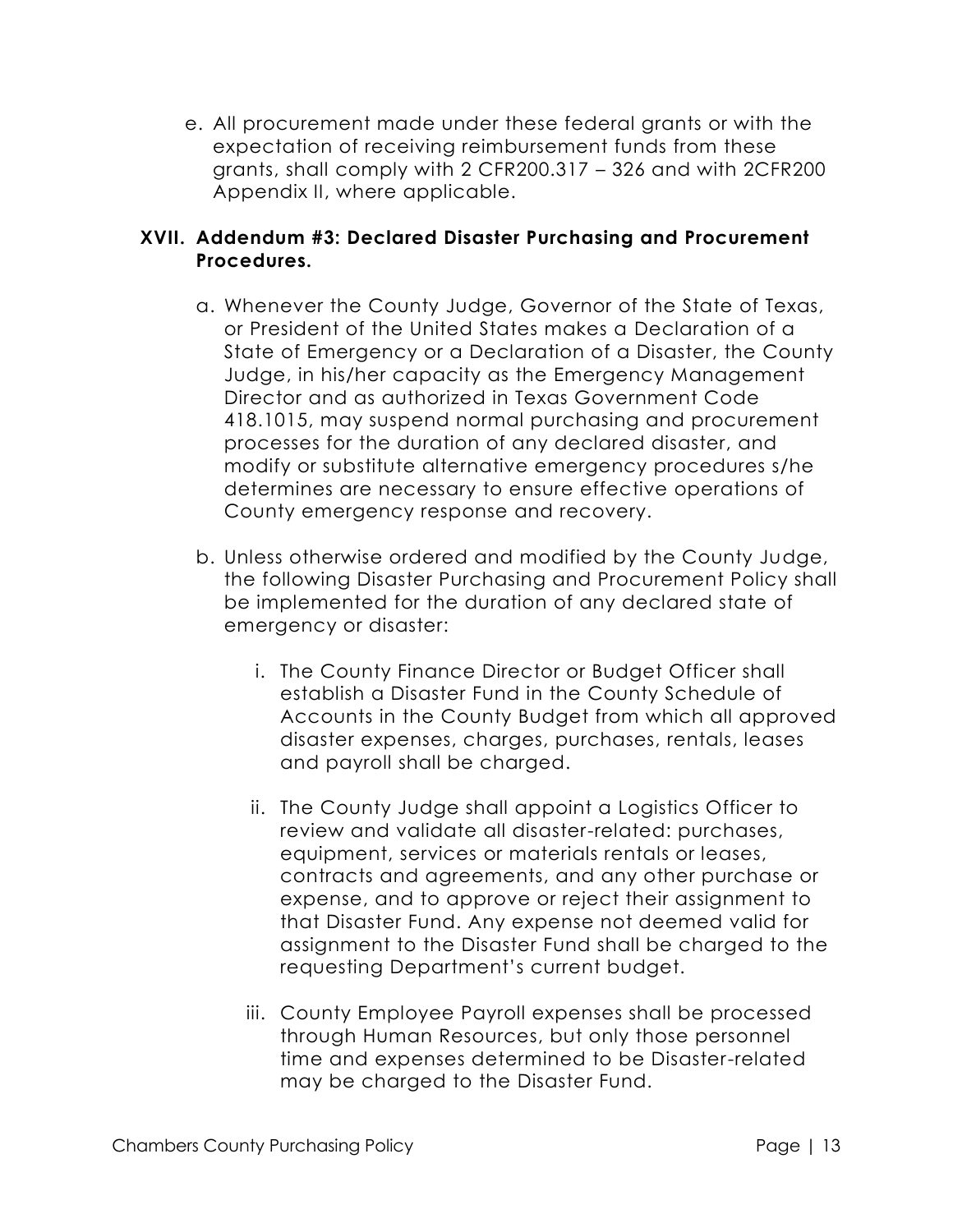e. All procurement made under these federal grants or with the expectation of receiving reimbursement funds from these grants, shall comply with 2 CFR200.317 – 326 and with 2CFR200 Appendix II, where applicable.

## XVII. Addendum #3: Declared Disaster Purchasing and Procurement Procedures.

a. Whenever the County Judge, Governor of the State of Texas, or President of the United States makes a Declaration of a State of Emergency or a Declaration of a Disaster, the County Judge, in his/her capacity as the Emergency Management Director and as authorized in Texas Government Code 418.1015, may suspend normal purchasing and procurement processes for the duration of any declared disaster, and modify or substitute alternative emergency procedures s/he determines are necessary to ensure effective operations of County emergency response and recovery.

b. Unless otherwise ordered and modified by the County Judge, the following Disaster Purchasing and Procurement Policy shall be implemented for the duration of any declared state of emergency or disaster:

   i. The County Finance Director or Budget Officer shall establish a Disaster Fund in the County Schedule of Accounts in the County Budget from which all approved disaster expenses, charges, purchases, rentals, leases and payroll shall be charged.

   ii. The County Judge shall appoint a Logistics Officer to review and validate all disaster-related: purchases, equipment, services or materials rentals or leases, contracts and agreements, and any other purchase or expense, and to approve or reject their assignment to that Disaster Fund. Any expense not deemed valid for assignment to the Disaster Fund shall be charged to the requesting Department's current budget.

   iii. County Employee Payroll expenses shall be processed through Human Resources, but only those personnel time and expenses determined to be Disaster-related may be charged to the Disaster Fund.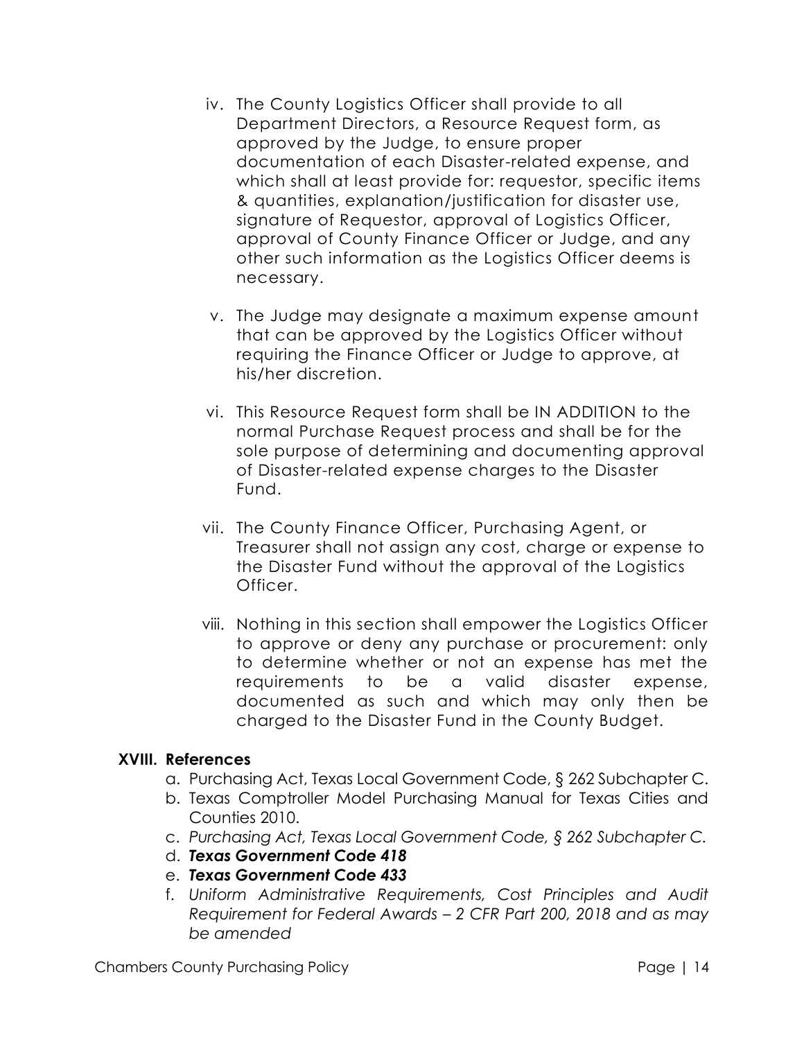iv. The County Logistics Officer shall provide to all Department Directors, a Resource Request form, as approved by the Judge, to ensure proper documentation of each Disaster-related expense, and which shall at least provide for: requestor, specific items & quantities, explanation/justification for disaster use, signature of Requestor, approval of Logistics Officer, approval of County Finance Officer or Judge, and any other such information as the Logistics Officer deems is necessary.

v. The Judge may designate a maximum expense amount that can be approved by the Logistics Officer without requiring the Finance Officer or Judge to approve, at his/her discretion.

vi. This Resource Request form shall be IN ADDITION to the normal Purchase Request process and shall be for the sole purpose of determining and documenting approval of Disaster-related expense charges to the Disaster Fund.

vii. The County Finance Officer, Purchasing Agent, or Treasurer shall not assign any cost, charge or expense to the Disaster Fund without the approval of the Logistics Officer.

viii. Nothing in this section shall empower the Logistics Officer to approve or deny any purchase or procurement: only to determine whether or not an expense has met the requirements to be a valid disaster expense, documented as such and which may only then be charged to the Disaster Fund in the County Budget.

## XVIII. References

a. Purchasing Act, Texas Local Government Code, § 262 Subchapter C.

b. Texas Comptroller Model Purchasing Manual for Texas Cities and Counties 2010.

c. *Purchasing Act, Texas Local Government Code, § 262 Subchapter C.*

d. ***Texas Government Code 418***

e. ***Texas Government Code 433***

f. *Uniform Administrative Requirements, Cost Principles and Audit Requirement for Federal Awards – 2 CFR Part 200, 2018 and as may be amended*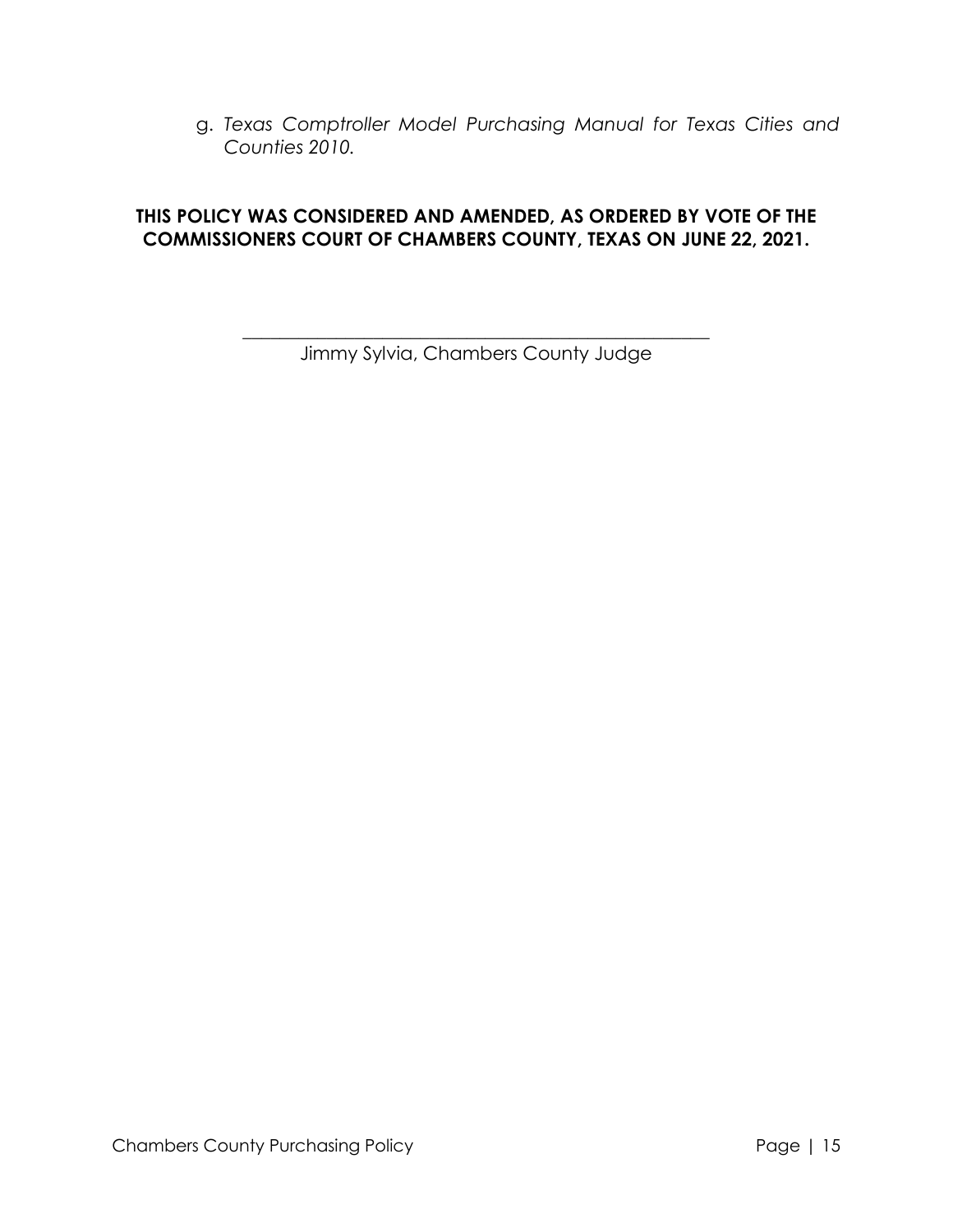g. *Texas Comptroller Model Purchasing Manual for Texas Cities and Counties 2010.*

**THIS POLICY WAS CONSIDERED AND AMENDED, AS ORDERED BY VOTE OF THE COMMISSIONERS COURT OF CHAMBERS COUNTY, TEXAS ON JUNE 22, 2021.**

\_\_\_\_\_\_\_\_\_\_\_\_\_\_\_\_\_\_\_\_\_\_\_\_\_\_\_\_\_\_\_\_\_\_\_\_\_\_\_\_\_\_\_\_\_\_\_\_

Jimmy Sylvia, Chambers County Judge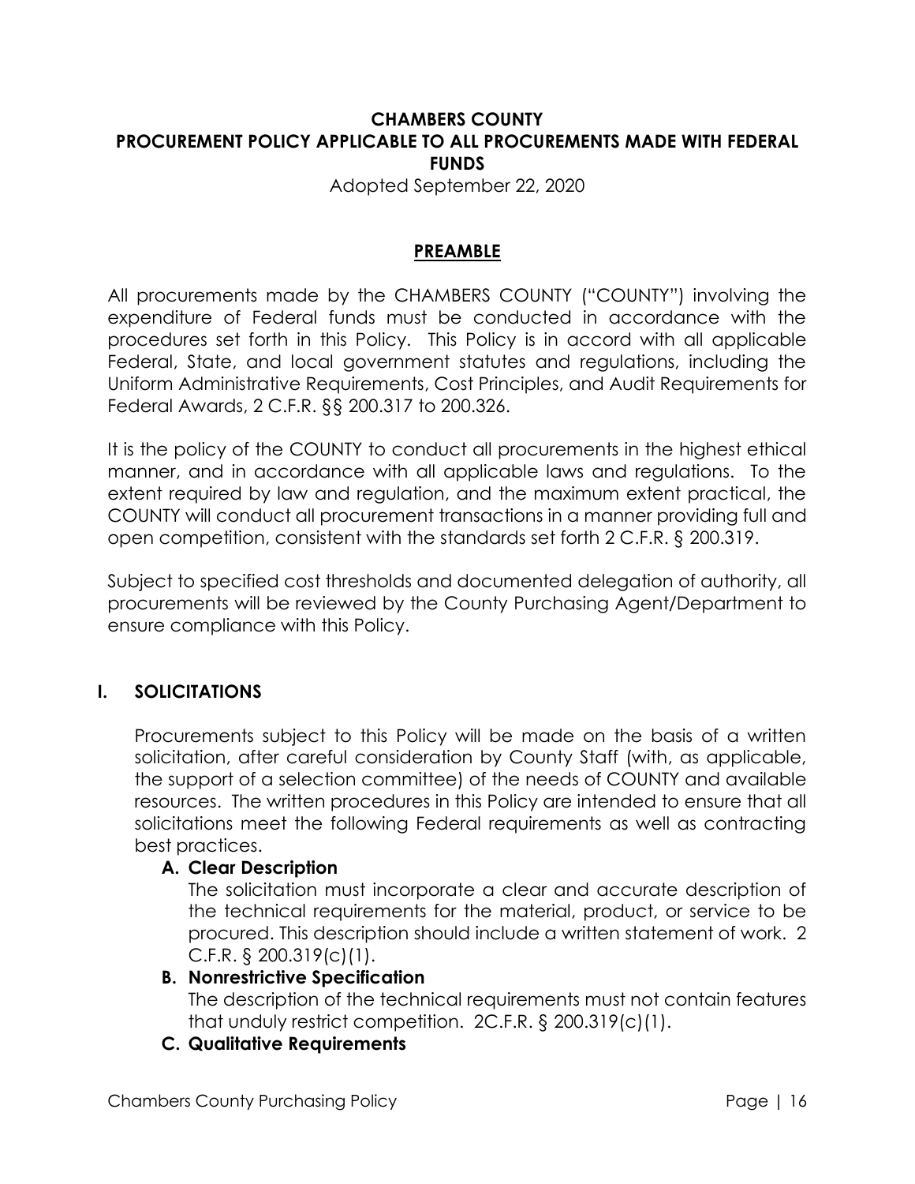# CHAMBERS COUNTY
# PROCUREMENT POLICY APPLICABLE TO ALL PROCUREMENTS MADE WITH FEDERAL FUNDS

Adopted September 22, 2020

## PREAMBLE

All procurements made by the CHAMBERS COUNTY ("COUNTY") involving the expenditure of Federal funds must be conducted in accordance with the procedures set forth in this Policy. This Policy is in accord with all applicable Federal, State, and local government statutes and regulations, including the Uniform Administrative Requirements, Cost Principles, and Audit Requirements for Federal Awards, 2 C.F.R. §§ 200.317 to 200.326.

It is the policy of the COUNTY to conduct all procurements in the highest ethical manner, and in accordance with all applicable laws and regulations. To the extent required by law and regulation, and the maximum extent practical, the COUNTY will conduct all procurement transactions in a manner providing full and open competition, consistent with the standards set forth 2 C.F.R. § 200.319.

Subject to specified cost thresholds and documented delegation of authority, all procurements will be reviewed by the County Purchasing Agent/Department to ensure compliance with this Policy.

## I. SOLICITATIONS

Procurements subject to this Policy will be made on the basis of a written solicitation, after careful consideration by County Staff (with, as applicable, the support of a selection committee) of the needs of COUNTY and available resources. The written procedures in this Policy are intended to ensure that all solicitations meet the following Federal requirements as well as contracting best practices.

### A. Clear Description

The solicitation must incorporate a clear and accurate description of the technical requirements for the material, product, or service to be procured. This description should include a written statement of work. 2 C.F.R. § 200.319(c)(1).

### B. Nonrestrictive Specification

The description of the technical requirements must not contain features that unduly restrict competition. 2C.F.R. § 200.319(c)(1).

### C. Qualitative Requirements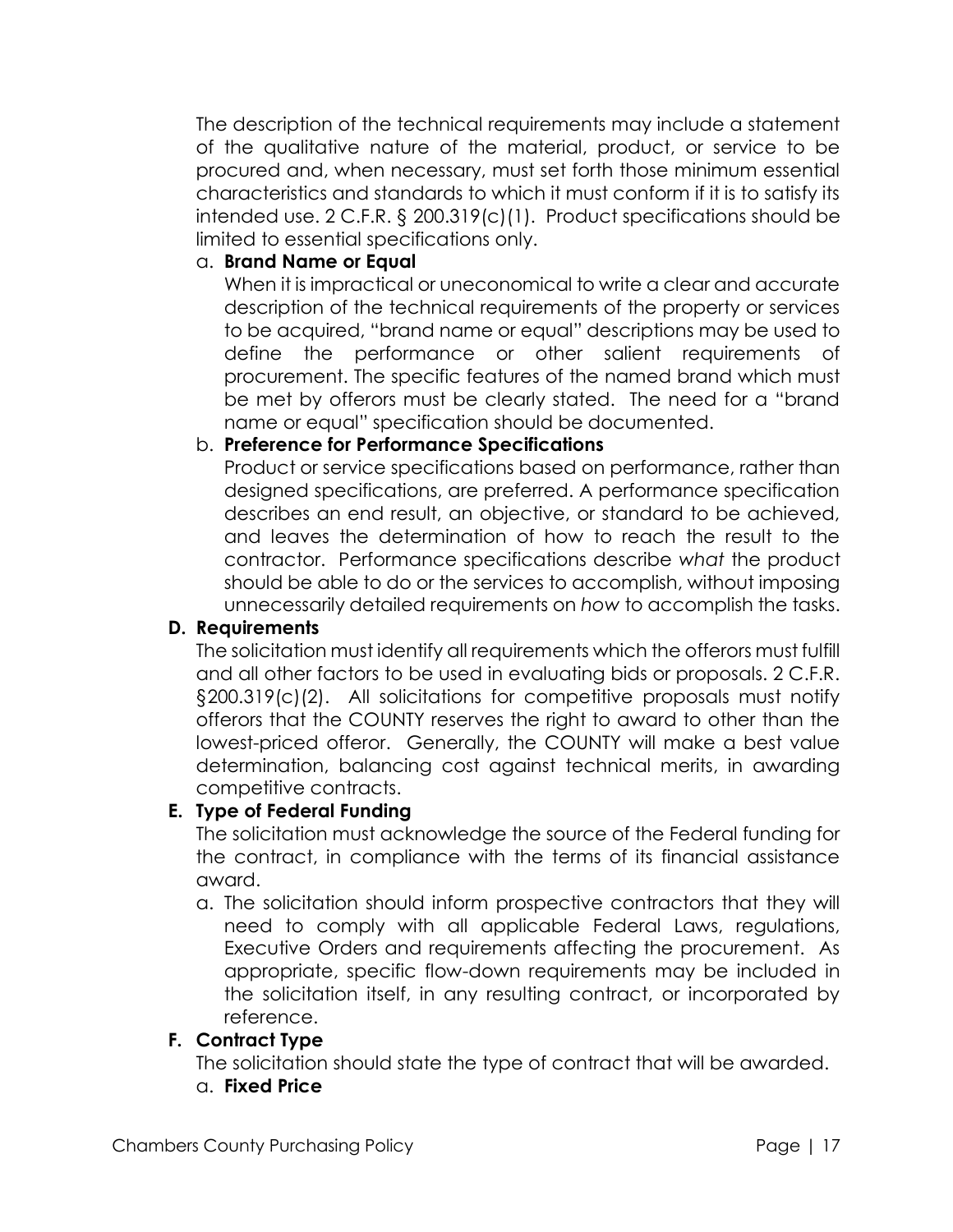The description of the technical requirements may include a statement of the qualitative nature of the material, product, or service to be procured and, when necessary, must set forth those minimum essential characteristics and standards to which it must conform if it is to satisfy its intended use. 2 C.F.R. § 200.319(c)(1). Product specifications should be limited to essential specifications only.

a. **Brand Name or Equal**

When it is impractical or uneconomical to write a clear and accurate description of the technical requirements of the property or services to be acquired, "brand name or equal" descriptions may be used to define the performance or other salient requirements of procurement. The specific features of the named brand which must be met by offerors must be clearly stated. The need for a "brand name or equal" specification should be documented.

b. **Preference for Performance Specifications**

Product or service specifications based on performance, rather than designed specifications, are preferred. A performance specification describes an end result, an objective, or standard to be achieved, and leaves the determination of how to reach the result to the contractor. Performance specifications describe *what* the product should be able to do or the services to accomplish, without imposing unnecessarily detailed requirements on *how* to accomplish the tasks.

**D. Requirements**

The solicitation must identify all requirements which the offerors must fulfill and all other factors to be used in evaluating bids or proposals. 2 C.F.R. §200.319(c)(2). All solicitations for competitive proposals must notify offerors that the COUNTY reserves the right to award to other than the lowest-priced offeror. Generally, the COUNTY will make a best value determination, balancing cost against technical merits, in awarding competitive contracts.

**E. Type of Federal Funding**

The solicitation must acknowledge the source of the Federal funding for the contract, in compliance with the terms of its financial assistance award.

a. The solicitation should inform prospective contractors that they will need to comply with all applicable Federal Laws, regulations, Executive Orders and requirements affecting the procurement. As appropriate, specific flow-down requirements may be included in the solicitation itself, in any resulting contract, or incorporated by reference.

**F. Contract Type**

The solicitation should state the type of contract that will be awarded.

a. **Fixed Price**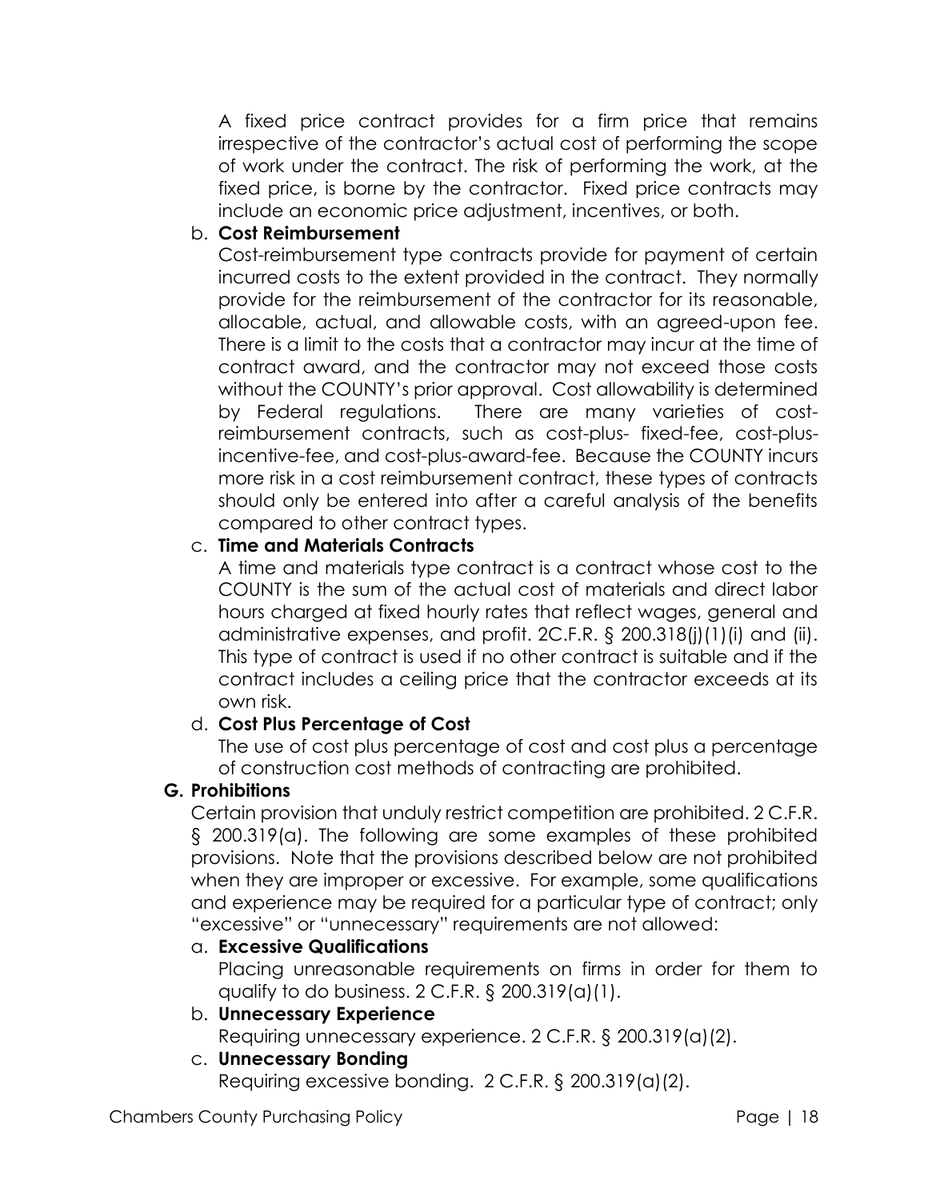A fixed price contract provides for a firm price that remains irrespective of the contractor's actual cost of performing the scope of work under the contract. The risk of performing the work, at the fixed price, is borne by the contractor. Fixed price contracts may include an economic price adjustment, incentives, or both.

b. **Cost Reimbursement**

Cost-reimbursement type contracts provide for payment of certain incurred costs to the extent provided in the contract. They normally provide for the reimbursement of the contractor for its reasonable, allocable, actual, and allowable costs, with an agreed-upon fee. There is a limit to the costs that a contractor may incur at the time of contract award, and the contractor may not exceed those costs without the COUNTY's prior approval. Cost allowability is determined by Federal regulations. There are many varieties of cost-reimbursement contracts, such as cost-plus- fixed-fee, cost-plus-incentive-fee, and cost-plus-award-fee. Because the COUNTY incurs more risk in a cost reimbursement contract, these types of contracts should only be entered into after a careful analysis of the benefits compared to other contract types.

c. **Time and Materials Contracts**

A time and materials type contract is a contract whose cost to the COUNTY is the sum of the actual cost of materials and direct labor hours charged at fixed hourly rates that reflect wages, general and administrative expenses, and profit. 2C.F.R. § 200.318(j)(1)(i) and (ii). This type of contract is used if no other contract is suitable and if the contract includes a ceiling price that the contractor exceeds at its own risk.

d. **Cost Plus Percentage of Cost**

The use of cost plus percentage of cost and cost plus a percentage of construction cost methods of contracting are prohibited.

**G. Prohibitions**

Certain provision that unduly restrict competition are prohibited. 2 C.F.R. § 200.319(a). The following are some examples of these prohibited provisions. Note that the provisions described below are not prohibited when they are improper or excessive. For example, some qualifications and experience may be required for a particular type of contract; only "excessive" or "unnecessary" requirements are not allowed:

a. **Excessive Qualifications**

Placing unreasonable requirements on firms in order for them to qualify to do business. 2 C.F.R. § 200.319(a)(1).

b. **Unnecessary Experience**

Requiring unnecessary experience. 2 C.F.R. § 200.319(a)(2).

c. **Unnecessary Bonding**

Requiring excessive bonding. 2 C.F.R. § 200.319(a)(2).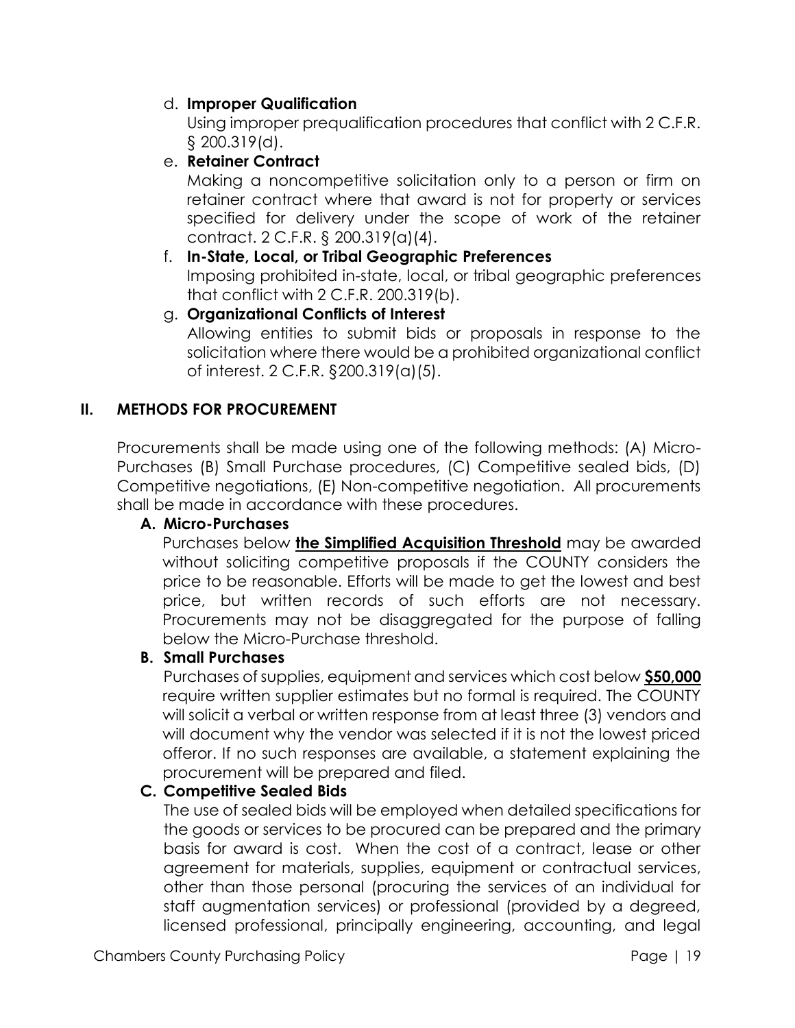d. **Improper Qualification**

   Using improper prequalification procedures that conflict with 2 C.F.R. § 200.319(d).

e. **Retainer Contract**

   Making a noncompetitive solicitation only to a person or firm on retainer contract where that award is not for property or services specified for delivery under the scope of work of the retainer contract. 2 C.F.R. § 200.319(a)(4).

f. **In-State, Local, or Tribal Geographic Preferences**

   Imposing prohibited in-state, local, or tribal geographic preferences that conflict with 2 C.F.R. 200.319(b).

g. **Organizational Conflicts of Interest**

   Allowing entities to submit bids or proposals in response to the solicitation where there would be a prohibited organizational conflict of interest. 2 C.F.R. §200.319(a)(5).

## II. METHODS FOR PROCUREMENT

Procurements shall be made using one of the following methods: (A) Micro-Purchases (B) Small Purchase procedures, (C) Competitive sealed bids, (D) Competitive negotiations, (E) Non-competitive negotiation. All procurements shall be made in accordance with these procedures.

### A. Micro-Purchases

Purchases below **<u>the Simplified Acquisition Threshold</u>** may be awarded without soliciting competitive proposals if the COUNTY considers the price to be reasonable. Efforts will be made to get the lowest and best price, but written records of such efforts are not necessary. Procurements may not be disaggregated for the purpose of falling below the Micro-Purchase threshold.

### B. Small Purchases

Purchases of supplies, equipment and services which cost below **<u>$50,000</u>** require written supplier estimates but no formal is required. The COUNTY will solicit a verbal or written response from at least three (3) vendors and will document why the vendor was selected if it is not the lowest priced offeror. If no such responses are available, a statement explaining the procurement will be prepared and filed.

### C. Competitive Sealed Bids

The use of sealed bids will be employed when detailed specifications for the goods or services to be procured can be prepared and the primary basis for award is cost. When the cost of a contract, lease or other agreement for materials, supplies, equipment or contractual services, other than those personal (procuring the services of an individual for staff augmentation services) or professional (provided by a degreed, licensed professional, principally engineering, accounting, and legal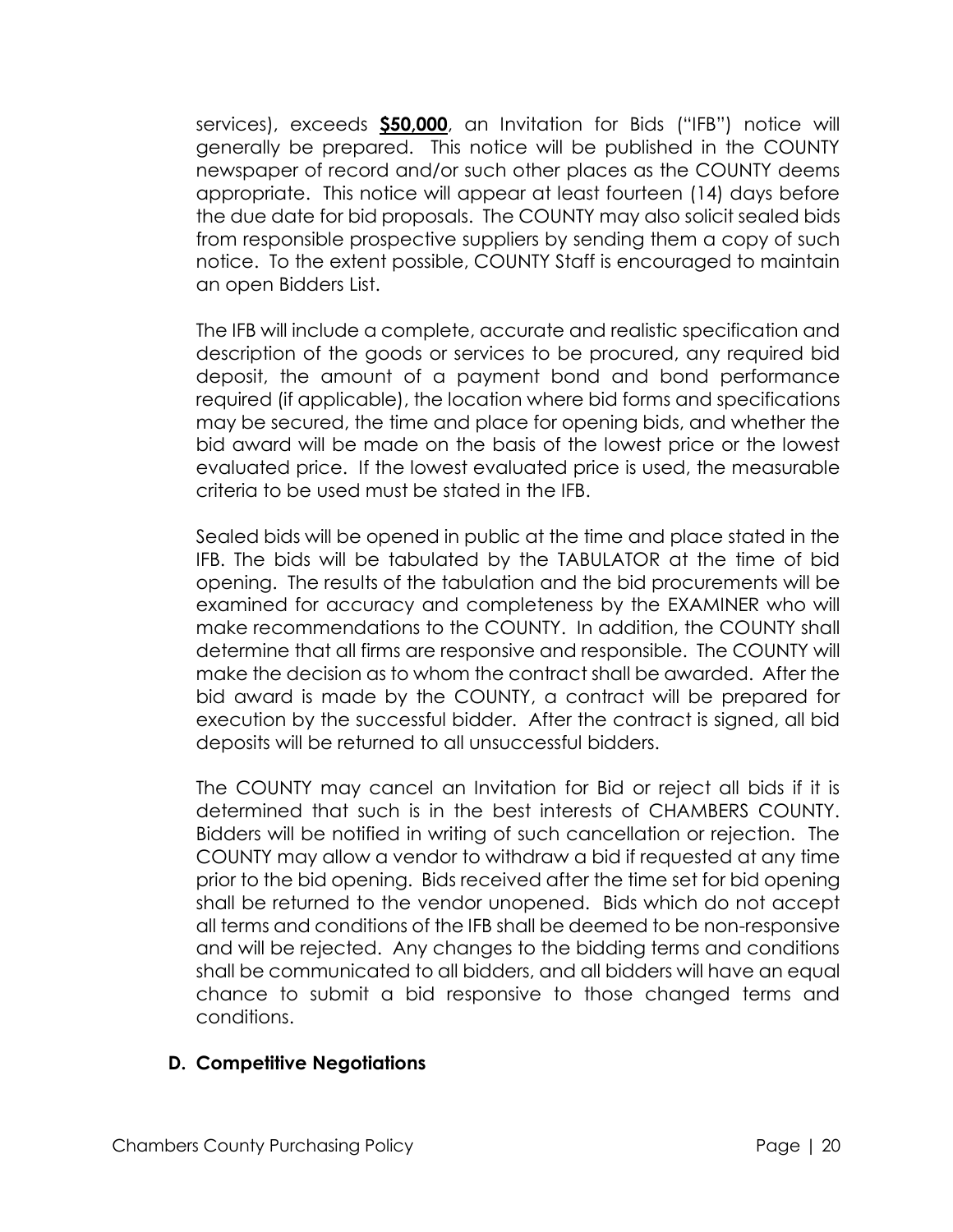services), exceeds **$50,000**, an Invitation for Bids ("IFB") notice will generally be prepared. This notice will be published in the COUNTY newspaper of record and/or such other places as the COUNTY deems appropriate. This notice will appear at least fourteen (14) days before the due date for bid proposals. The COUNTY may also solicit sealed bids from responsible prospective suppliers by sending them a copy of such notice. To the extent possible, COUNTY Staff is encouraged to maintain an open Bidders List.

The IFB will include a complete, accurate and realistic specification and description of the goods or services to be procured, any required bid deposit, the amount of a payment bond and bond performance required (if applicable), the location where bid forms and specifications may be secured, the time and place for opening bids, and whether the bid award will be made on the basis of the lowest price or the lowest evaluated price. If the lowest evaluated price is used, the measurable criteria to be used must be stated in the IFB.

Sealed bids will be opened in public at the time and place stated in the IFB. The bids will be tabulated by the TABULATOR at the time of bid opening. The results of the tabulation and the bid procurements will be examined for accuracy and completeness by the EXAMINER who will make recommendations to the COUNTY. In addition, the COUNTY shall determine that all firms are responsive and responsible. The COUNTY will make the decision as to whom the contract shall be awarded. After the bid award is made by the COUNTY, a contract will be prepared for execution by the successful bidder. After the contract is signed, all bid deposits will be returned to all unsuccessful bidders.

The COUNTY may cancel an Invitation for Bid or reject all bids if it is determined that such is in the best interests of CHAMBERS COUNTY. Bidders will be notified in writing of such cancellation or rejection. The COUNTY may allow a vendor to withdraw a bid if requested at any time prior to the bid opening. Bids received after the time set for bid opening shall be returned to the vendor unopened. Bids which do not accept all terms and conditions of the IFB shall be deemed to be non-responsive and will be rejected. Any changes to the bidding terms and conditions shall be communicated to all bidders, and all bidders will have an equal chance to submit a bid responsive to those changed terms and conditions.

### D. Competitive Negotiations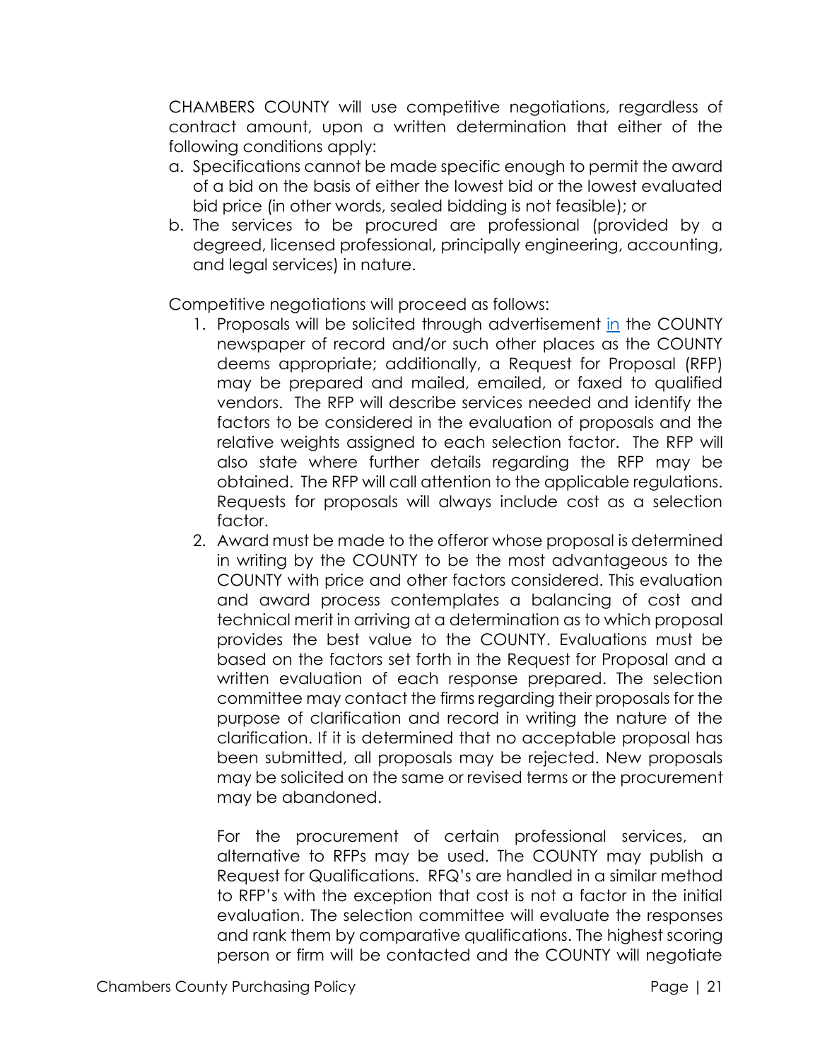CHAMBERS COUNTY will use competitive negotiations, regardless of contract amount, upon a written determination that either of the following conditions apply:

a. Specifications cannot be made specific enough to permit the award of a bid on the basis of either the lowest bid or the lowest evaluated bid price (in other words, sealed bidding is not feasible); or
b. The services to be procured are professional (provided by a degreed, licensed professional, principally engineering, accounting, and legal services) in nature.

Competitive negotiations will proceed as follows:

1. Proposals will be solicited through advertisement in the COUNTY newspaper of record and/or such other places as the COUNTY deems appropriate; additionally, a Request for Proposal (RFP) may be prepared and mailed, emailed, or faxed to qualified vendors. The RFP will describe services needed and identify the factors to be considered in the evaluation of proposals and the relative weights assigned to each selection factor. The RFP will also state where further details regarding the RFP may be obtained. The RFP will call attention to the applicable regulations. Requests for proposals will always include cost as a selection factor.
2. Award must be made to the offeror whose proposal is determined in writing by the COUNTY to be the most advantageous to the COUNTY with price and other factors considered. This evaluation and award process contemplates a balancing of cost and technical merit in arriving at a determination as to which proposal provides the best value to the COUNTY. Evaluations must be based on the factors set forth in the Request for Proposal and a written evaluation of each response prepared. The selection committee may contact the firms regarding their proposals for the purpose of clarification and record in writing the nature of the clarification. If it is determined that no acceptable proposal has been submitted, all proposals may be rejected. New proposals may be solicited on the same or revised terms or the procurement may be abandoned.

   For the procurement of certain professional services, an alternative to RFPs may be used. The COUNTY may publish a Request for Qualifications. RFQ's are handled in a similar method to RFP's with the exception that cost is not a factor in the initial evaluation. The selection committee will evaluate the responses and rank them by comparative qualifications. The highest scoring person or firm will be contacted and the COUNTY will negotiate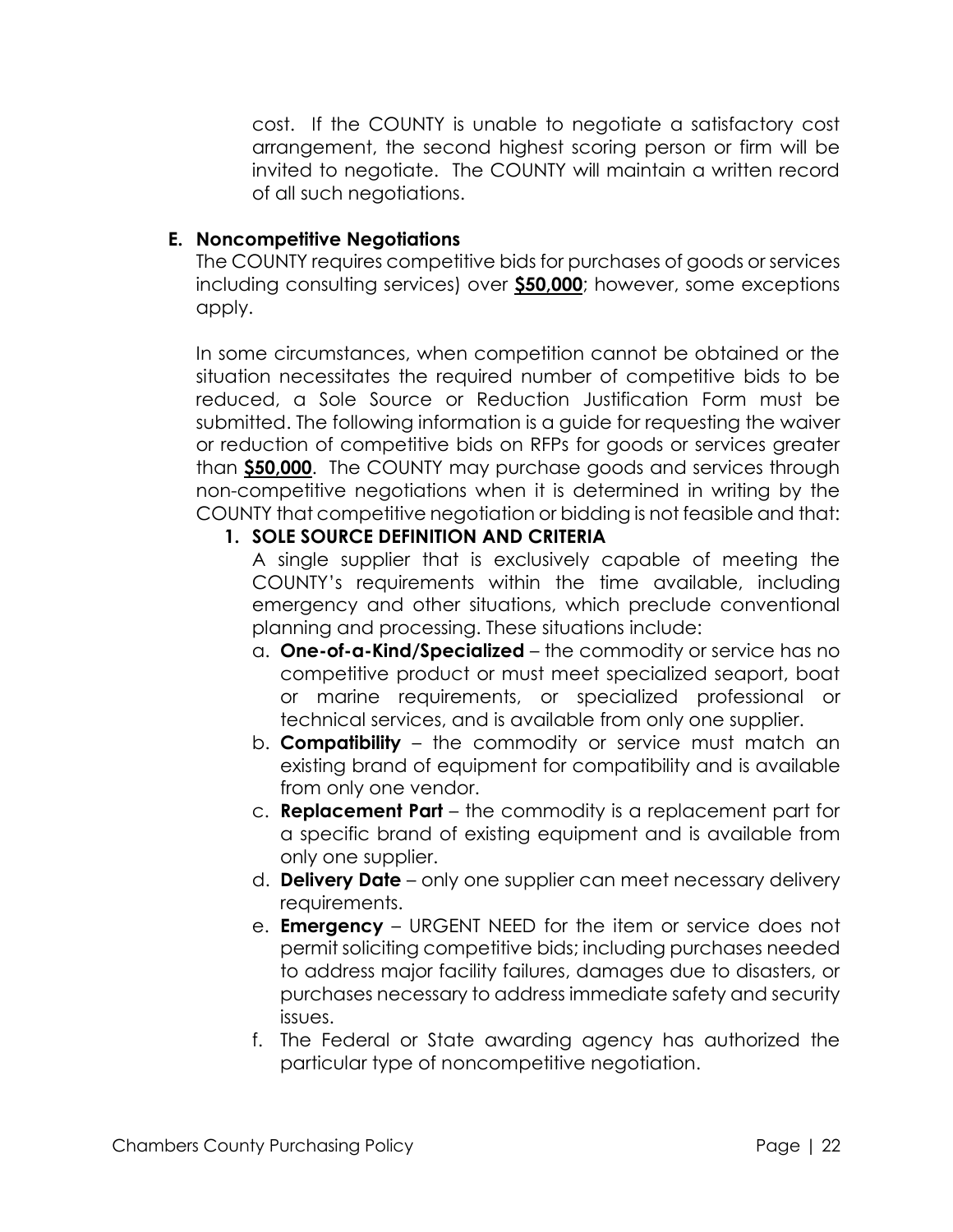cost. If the COUNTY is unable to negotiate a satisfactory cost arrangement, the second highest scoring person or firm will be invited to negotiate. The COUNTY will maintain a written record of all such negotiations.

**E. Noncompetitive Negotiations**

The COUNTY requires competitive bids for purchases of goods or services including consulting services) over **$50,000**; however, some exceptions apply.

In some circumstances, when competition cannot be obtained or the situation necessitates the required number of competitive bids to be reduced, a Sole Source or Reduction Justification Form must be submitted. The following information is a guide for requesting the waiver or reduction of competitive bids on RFPs for goods or services greater than **$50,000**. The COUNTY may purchase goods and services through non-competitive negotiations when it is determined in writing by the COUNTY that competitive negotiation or bidding is not feasible and that:

**1. SOLE SOURCE DEFINITION AND CRITERIA**

A single supplier that is exclusively capable of meeting the COUNTY's requirements within the time available, including emergency and other situations, which preclude conventional planning and processing. These situations include:

a. **One-of-a-Kind/Specialized** – the commodity or service has no competitive product or must meet specialized seaport, boat or marine requirements, or specialized professional or technical services, and is available from only one supplier.

b. **Compatibility** – the commodity or service must match an existing brand of equipment for compatibility and is available from only one vendor.

c. **Replacement Part** – the commodity is a replacement part for a specific brand of existing equipment and is available from only one supplier.

d. **Delivery Date** – only one supplier can meet necessary delivery requirements.

e. **Emergency** – URGENT NEED for the item or service does not permit soliciting competitive bids; including purchases needed to address major facility failures, damages due to disasters, or purchases necessary to address immediate safety and security issues.

f. The Federal or State awarding agency has authorized the particular type of noncompetitive negotiation.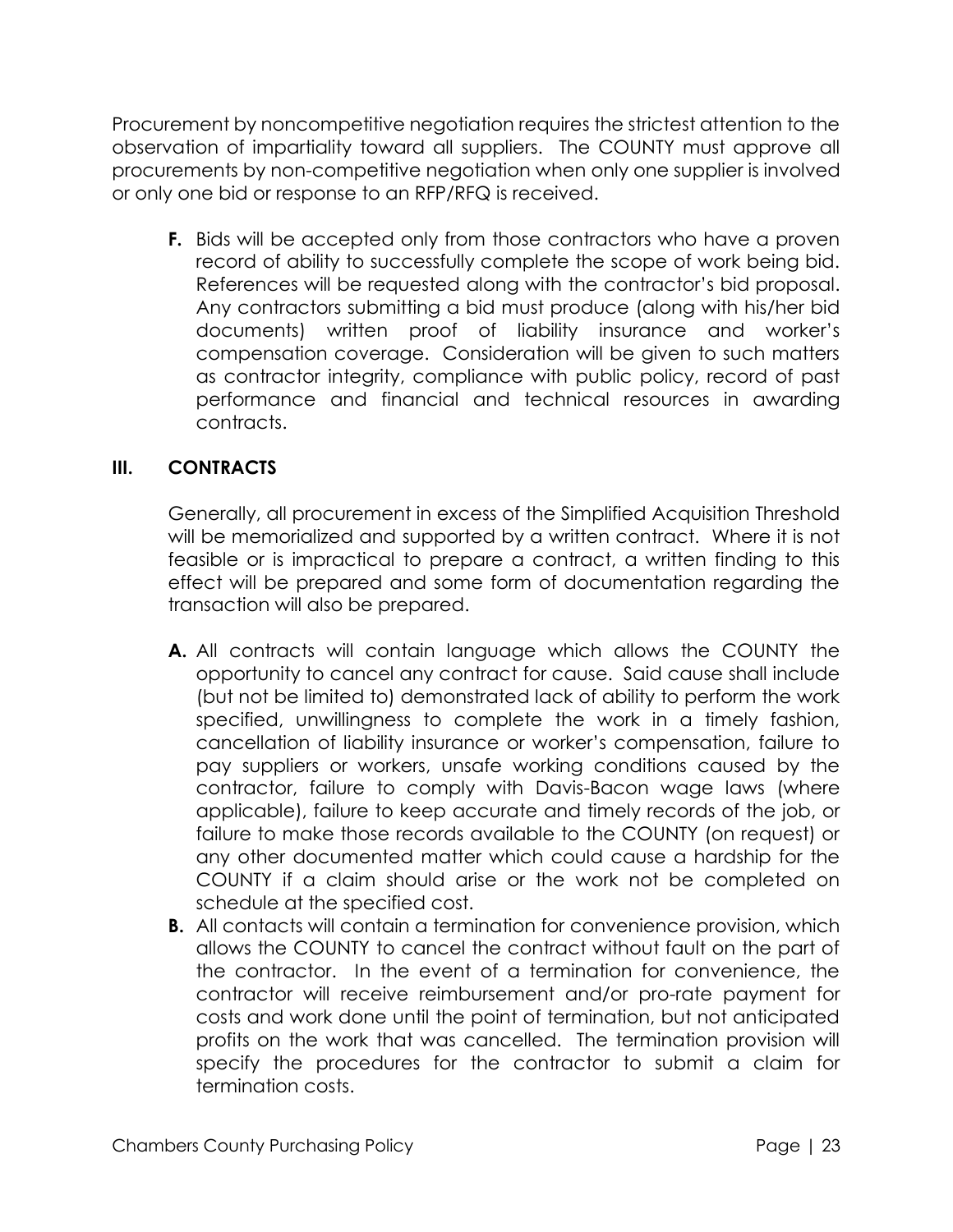Procurement by noncompetitive negotiation requires the strictest attention to the observation of impartiality toward all suppliers. The COUNTY must approve all procurements by non-competitive negotiation when only one supplier is involved or only one bid or response to an RFP/RFQ is received.

**F.** Bids will be accepted only from those contractors who have a proven record of ability to successfully complete the scope of work being bid. References will be requested along with the contractor's bid proposal. Any contractors submitting a bid must produce (along with his/her bid documents) written proof of liability insurance and worker's compensation coverage. Consideration will be given to such matters as contractor integrity, compliance with public policy, record of past performance and financial and technical resources in awarding contracts.

## III. CONTRACTS

Generally, all procurement in excess of the Simplified Acquisition Threshold will be memorialized and supported by a written contract. Where it is not feasible or is impractical to prepare a contract, a written finding to this effect will be prepared and some form of documentation regarding the transaction will also be prepared.

**A.** All contracts will contain language which allows the COUNTY the opportunity to cancel any contract for cause. Said cause shall include (but not be limited to) demonstrated lack of ability to perform the work specified, unwillingness to complete the work in a timely fashion, cancellation of liability insurance or worker's compensation, failure to pay suppliers or workers, unsafe working conditions caused by the contractor, failure to comply with Davis-Bacon wage laws (where applicable), failure to keep accurate and timely records of the job, or failure to make those records available to the COUNTY (on request) or any other documented matter which could cause a hardship for the COUNTY if a claim should arise or the work not be completed on schedule at the specified cost.

**B.** All contacts will contain a termination for convenience provision, which allows the COUNTY to cancel the contract without fault on the part of the contractor. In the event of a termination for convenience, the contractor will receive reimbursement and/or pro-rate payment for costs and work done until the point of termination, but not anticipated profits on the work that was cancelled. The termination provision will specify the procedures for the contractor to submit a claim for termination costs.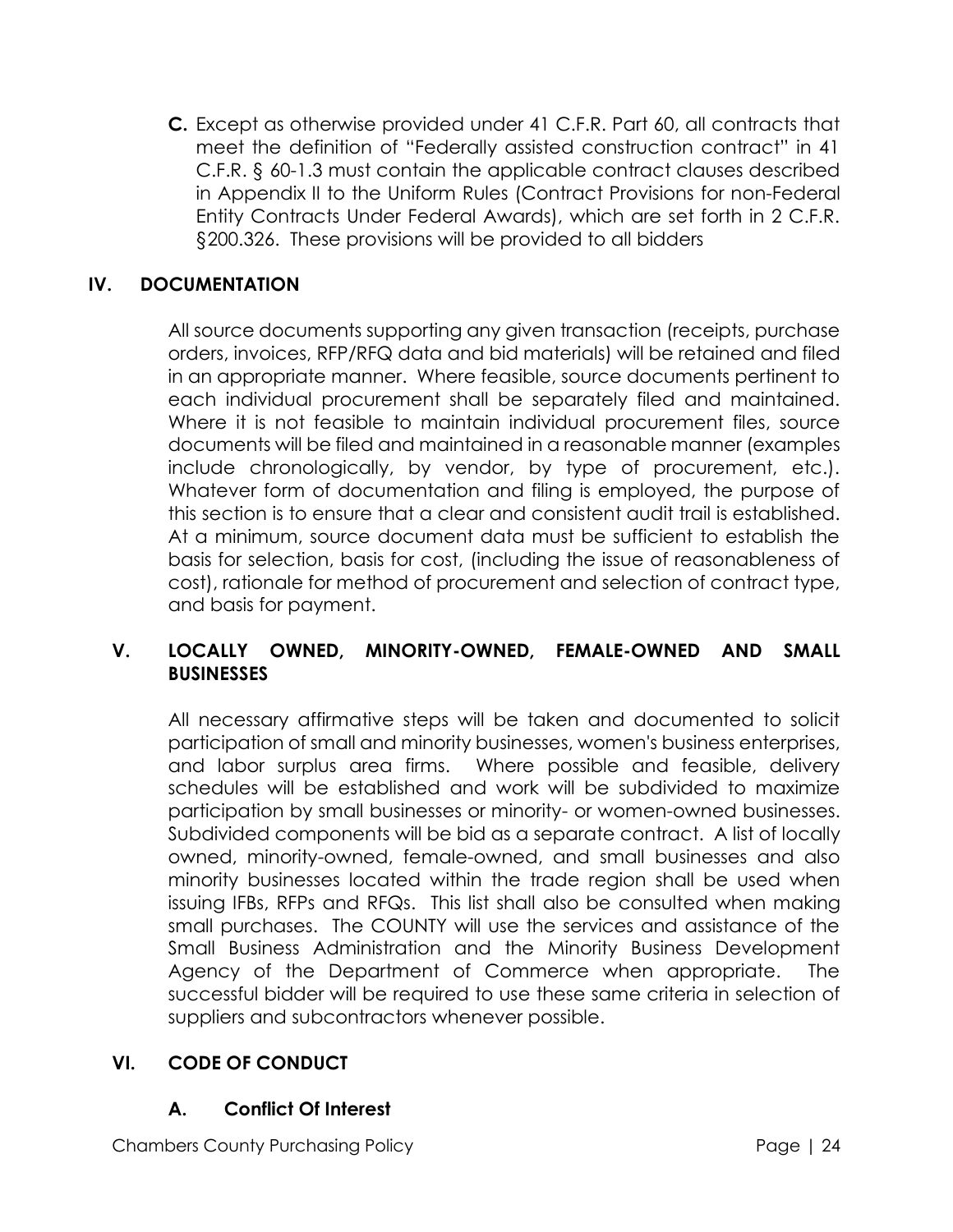**C.** Except as otherwise provided under 41 C.F.R. Part 60, all contracts that meet the definition of "Federally assisted construction contract" in 41 C.F.R. § 60-1.3 must contain the applicable contract clauses described in Appendix II to the Uniform Rules (Contract Provisions for non-Federal Entity Contracts Under Federal Awards), which are set forth in 2 C.F.R. §200.326. These provisions will be provided to all bidders

## IV. DOCUMENTATION

All source documents supporting any given transaction (receipts, purchase orders, invoices, RFP/RFQ data and bid materials) will be retained and filed in an appropriate manner. Where feasible, source documents pertinent to each individual procurement shall be separately filed and maintained. Where it is not feasible to maintain individual procurement files, source documents will be filed and maintained in a reasonable manner (examples include chronologically, by vendor, by type of procurement, etc.). Whatever form of documentation and filing is employed, the purpose of this section is to ensure that a clear and consistent audit trail is established. At a minimum, source document data must be sufficient to establish the basis for selection, basis for cost, (including the issue of reasonableness of cost), rationale for method of procurement and selection of contract type, and basis for payment.

## V. LOCALLY OWNED, MINORITY-OWNED, FEMALE-OWNED AND SMALL BUSINESSES

All necessary affirmative steps will be taken and documented to solicit participation of small and minority businesses, women's business enterprises, and labor surplus area firms. Where possible and feasible, delivery schedules will be established and work will be subdivided to maximize participation by small businesses or minority- or women-owned businesses. Subdivided components will be bid as a separate contract. A list of locally owned, minority-owned, female-owned, and small businesses and also minority businesses located within the trade region shall be used when issuing IFBs, RFPs and RFQs. This list shall also be consulted when making small purchases. The COUNTY will use the services and assistance of the Small Business Administration and the Minority Business Development Agency of the Department of Commerce when appropriate. The successful bidder will be required to use these same criteria in selection of suppliers and subcontractors whenever possible.

## VI. CODE OF CONDUCT

### A. Conflict Of Interest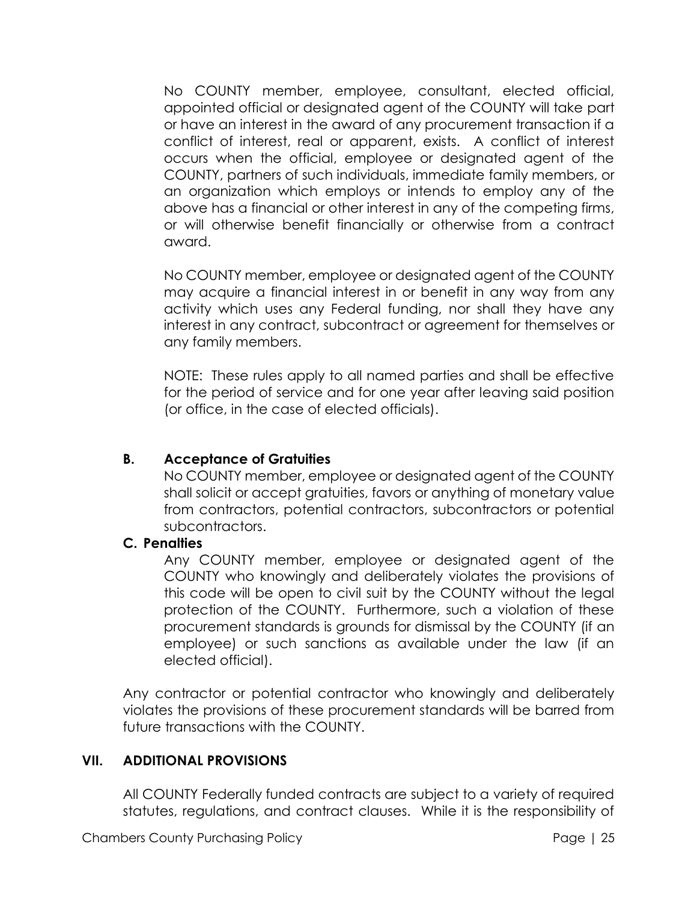No COUNTY member, employee, consultant, elected official, appointed official or designated agent of the COUNTY will take part or have an interest in the award of any procurement transaction if a conflict of interest, real or apparent, exists. A conflict of interest occurs when the official, employee or designated agent of the COUNTY, partners of such individuals, immediate family members, or an organization which employs or intends to employ any of the above has a financial or other interest in any of the competing firms, or will otherwise benefit financially or otherwise from a contract award.

No COUNTY member, employee or designated agent of the COUNTY may acquire a financial interest in or benefit in any way from any activity which uses any Federal funding, nor shall they have any interest in any contract, subcontract or agreement for themselves or any family members.

NOTE: These rules apply to all named parties and shall be effective for the period of service and for one year after leaving said position (or office, in the case of elected officials).

### B. Acceptance of Gratuities

No COUNTY member, employee or designated agent of the COUNTY shall solicit or accept gratuities, favors or anything of monetary value from contractors, potential contractors, subcontractors or potential subcontractors.

### C. Penalties

Any COUNTY member, employee or designated agent of the COUNTY who knowingly and deliberately violates the provisions of this code will be open to civil suit by the COUNTY without the legal protection of the COUNTY. Furthermore, such a violation of these procurement standards is grounds for dismissal by the COUNTY (if an employee) or such sanctions as available under the law (if an elected official).

Any contractor or potential contractor who knowingly and deliberately violates the provisions of these procurement standards will be barred from future transactions with the COUNTY.

## VII. ADDITIONAL PROVISIONS

All COUNTY Federally funded contracts are subject to a variety of required statutes, regulations, and contract clauses. While it is the responsibility of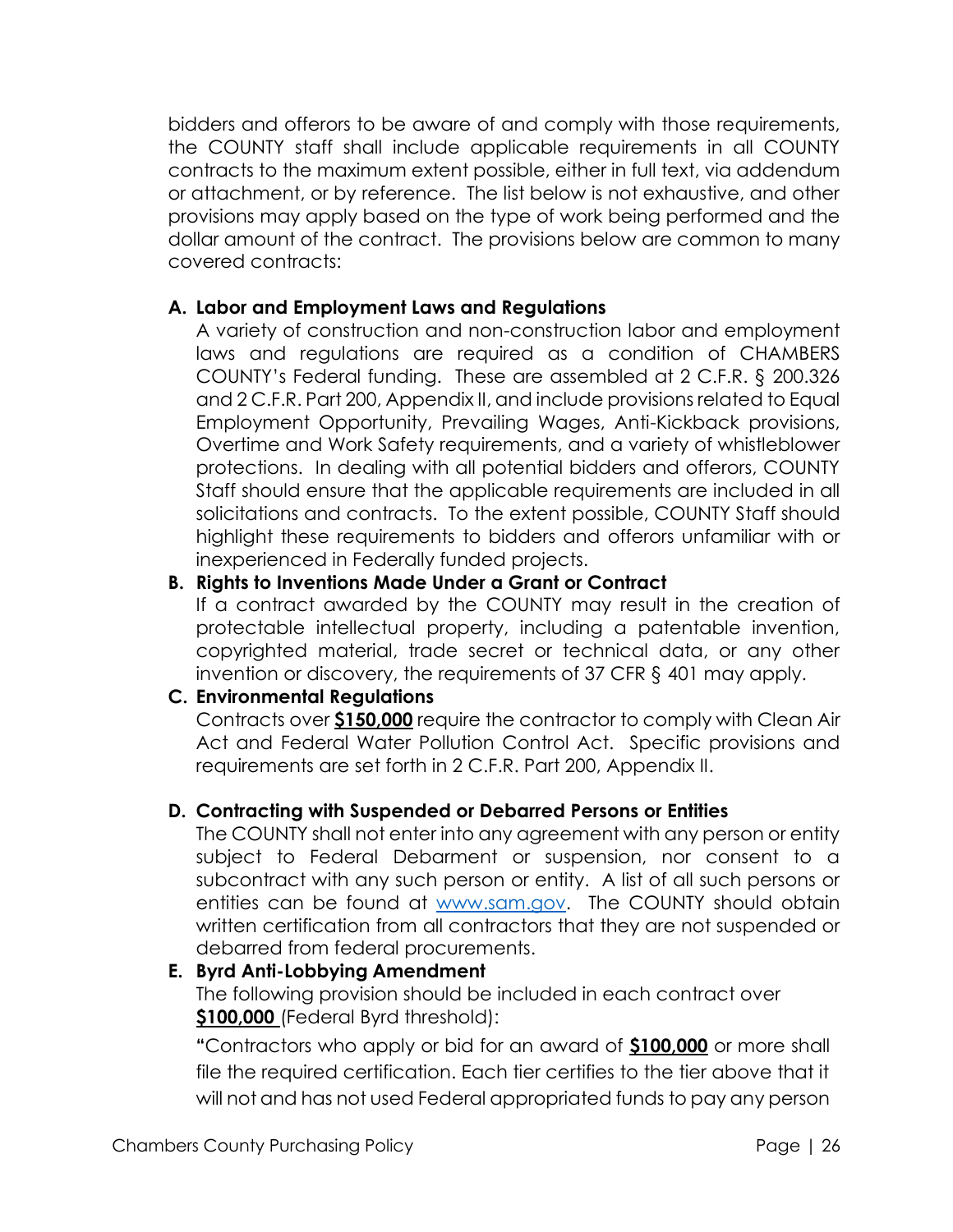bidders and offerors to be aware of and comply with those requirements, the COUNTY staff shall include applicable requirements in all COUNTY contracts to the maximum extent possible, either in full text, via addendum or attachment, or by reference. The list below is not exhaustive, and other provisions may apply based on the type of work being performed and the dollar amount of the contract. The provisions below are common to many covered contracts:

**A. Labor and Employment Laws and Regulations**

A variety of construction and non-construction labor and employment laws and regulations are required as a condition of CHAMBERS COUNTY's Federal funding. These are assembled at 2 C.F.R. § 200.326 and 2 C.F.R. Part 200, Appendix II, and include provisions related to Equal Employment Opportunity, Prevailing Wages, Anti-Kickback provisions, Overtime and Work Safety requirements, and a variety of whistleblower protections. In dealing with all potential bidders and offerors, COUNTY Staff should ensure that the applicable requirements are included in all solicitations and contracts. To the extent possible, COUNTY Staff should highlight these requirements to bidders and offerors unfamiliar with or inexperienced in Federally funded projects.

**B. Rights to Inventions Made Under a Grant or Contract**

If a contract awarded by the COUNTY may result in the creation of protectable intellectual property, including a patentable invention, copyrighted material, trade secret or technical data, or any other invention or discovery, the requirements of 37 CFR § 401 may apply.

**C. Environmental Regulations**

Contracts over **$150,000** require the contractor to comply with Clean Air Act and Federal Water Pollution Control Act. Specific provisions and requirements are set forth in 2 C.F.R. Part 200, Appendix II.

**D. Contracting with Suspended or Debarred Persons or Entities**

The COUNTY shall not enter into any agreement with any person or entity subject to Federal Debarment or suspension, nor consent to a subcontract with any such person or entity. A list of all such persons or entities can be found at [www.sam.gov](http://www.sam.gov). The COUNTY should obtain written certification from all contractors that they are not suspended or debarred from federal procurements.

**E. Byrd Anti-Lobbying Amendment**

The following provision should be included in each contract over **$100,000** (Federal Byrd threshold):

"Contractors who apply or bid for an award of **$100,000** or more shall file the required certification. Each tier certifies to the tier above that it will not and has not used Federal appropriated funds to pay any person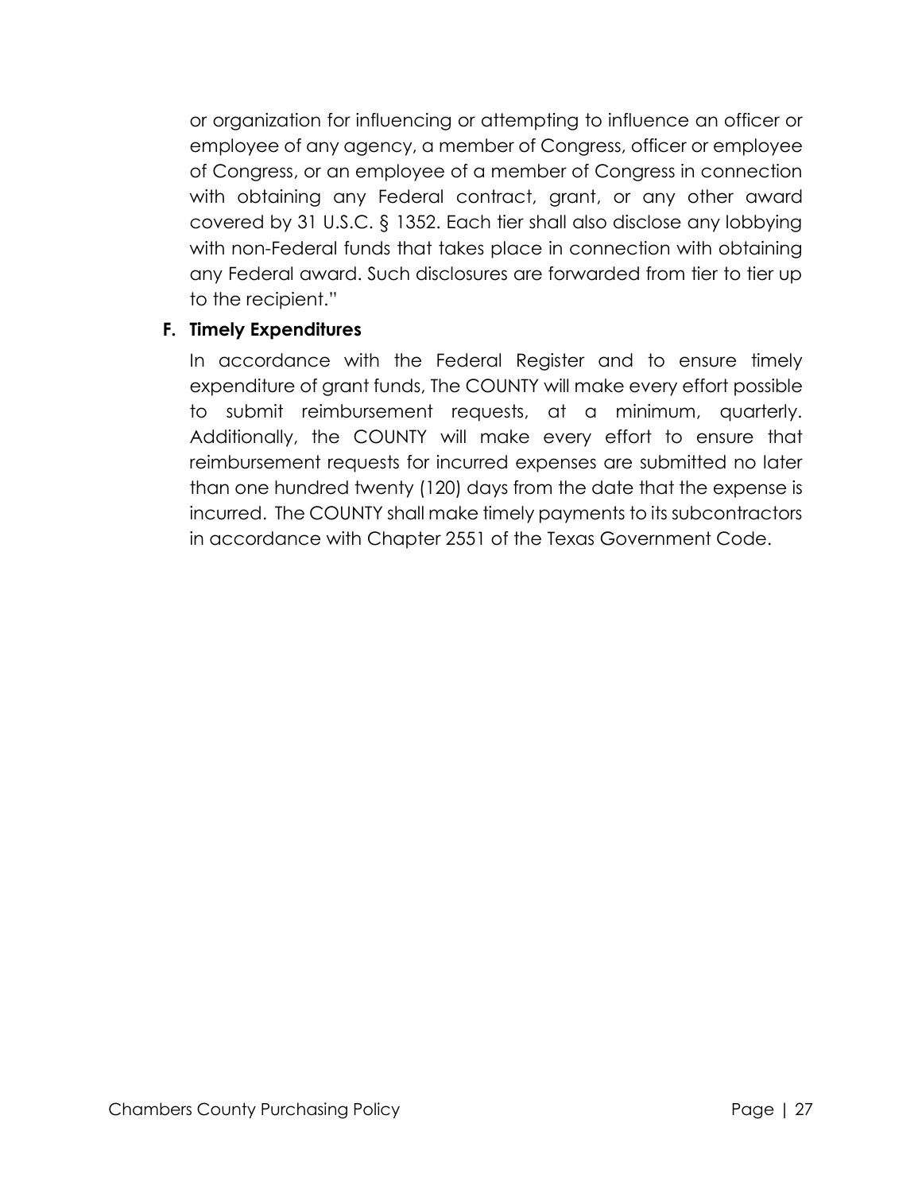or organization for influencing or attempting to influence an officer or employee of any agency, a member of Congress, officer or employee of Congress, or an employee of a member of Congress in connection with obtaining any Federal contract, grant, or any other award covered by 31 U.S.C. § 1352. Each tier shall also disclose any lobbying with non-Federal funds that takes place in connection with obtaining any Federal award. Such disclosures are forwarded from tier to tier up to the recipient."

**F. Timely Expenditures**

In accordance with the Federal Register and to ensure timely expenditure of grant funds, The COUNTY will make every effort possible to submit reimbursement requests, at a minimum, quarterly. Additionally, the COUNTY will make every effort to ensure that reimbursement requests for incurred expenses are submitted no later than one hundred twenty (120) days from the date that the expense is incurred. The COUNTY shall make timely payments to its subcontractors in accordance with Chapter 2551 of the Texas Government Code.